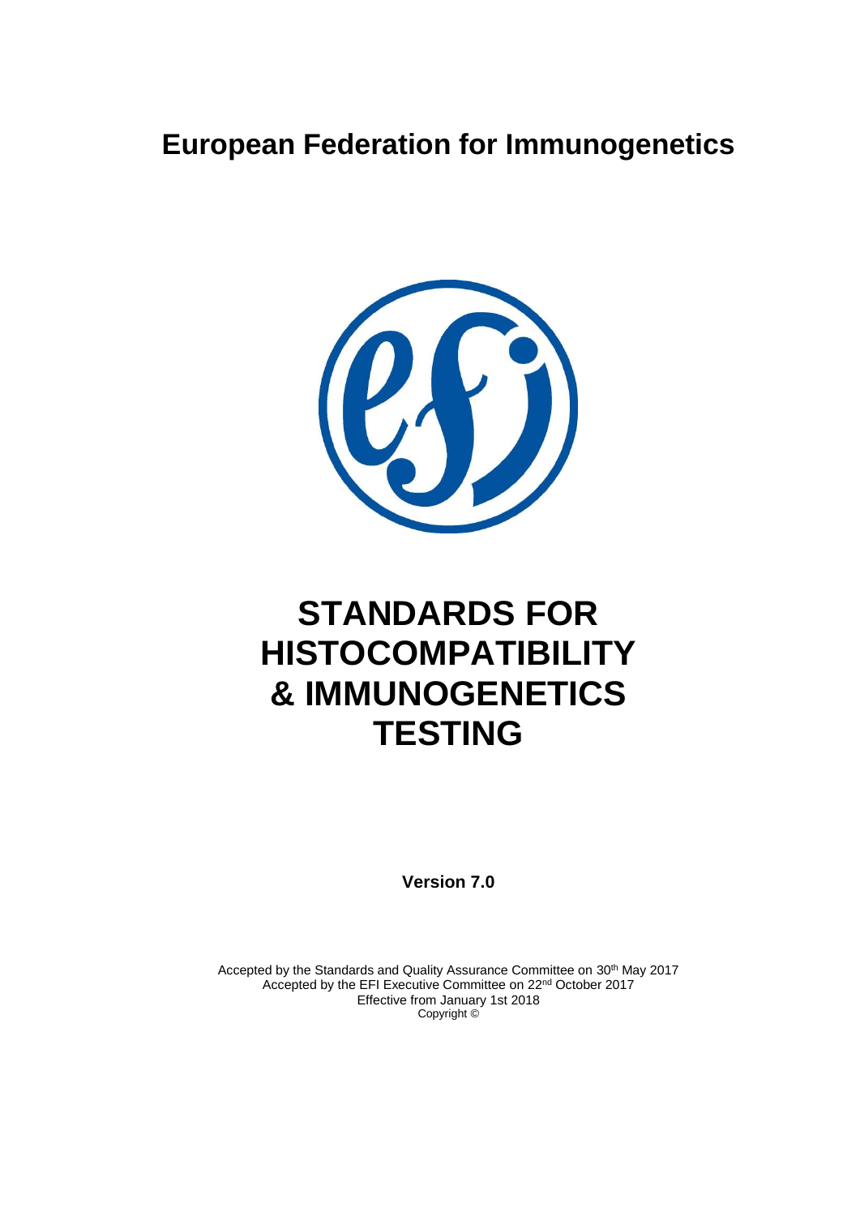# European Federation for Immunogenetics

# STANDARDS FOR HISTOCOMPATIBILITY & IMMUNOGENETICS TESTING

**Version 7.0**

Accepted by the Standards and Quality Assurance Committee on 30th May 2017
Accepted by the EFI Executive Committee on 22nd October 2017
Effective from January 1st 2018
Copyright ©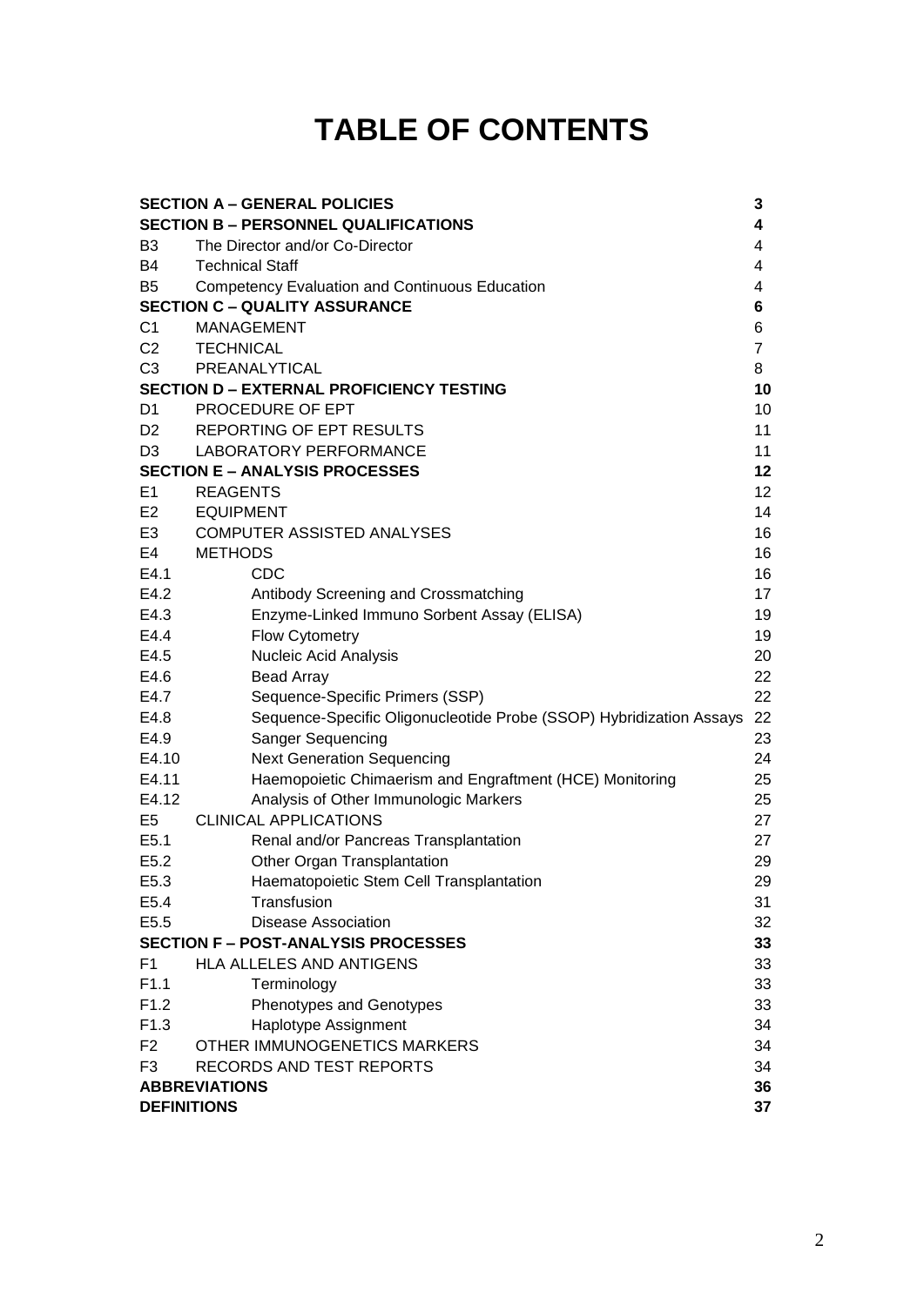# TABLE OF CONTENTS

| | | |
|---|---|---|
| **SECTION A – GENERAL POLICIES** | | **3** |
| **SECTION B – PERSONNEL QUALIFICATIONS** | | **4** |
| B3 | The Director and/or Co-Director | 4 |
| B4 | Technical Staff | 4 |
| B5 | Competency Evaluation and Continuous Education | 4 |
| **SECTION C – QUALITY ASSURANCE** | | **6** |
| C1 | MANAGEMENT | 6 |
| C2 | TECHNICAL | 7 |
| C3 | PREANALYTICAL | 8 |
| **SECTION D – EXTERNAL PROFICIENCY TESTING** | | **10** |
| D1 | PROCEDURE OF EPT | 10 |
| D2 | REPORTING OF EPT RESULTS | 11 |
| D3 | LABORATORY PERFORMANCE | 11 |
| **SECTION E – ANALYSIS PROCESSES** | | **12** |
| E1 | REAGENTS | 12 |
| E2 | EQUIPMENT | 14 |
| E3 | COMPUTER ASSISTED ANALYSES | 16 |
| E4 | METHODS | 16 |
| E4.1 | CDC | 16 |
| E4.2 | Antibody Screening and Crossmatching | 17 |
| E4.3 | Enzyme-Linked Immuno Sorbent Assay (ELISA) | 19 |
| E4.4 | Flow Cytometry | 19 |
| E4.5 | Nucleic Acid Analysis | 20 |
| E4.6 | Bead Array | 22 |
| E4.7 | Sequence-Specific Primers (SSP) | 22 |
| E4.8 | Sequence-Specific Oligonucleotide Probe (SSOP) Hybridization Assays | 22 |
| E4.9 | Sanger Sequencing | 23 |
| E4.10 | Next Generation Sequencing | 24 |
| E4.11 | Haemopoietic Chimaerism and Engraftment (HCE) Monitoring | 25 |
| E4.12 | Analysis of Other Immunologic Markers | 25 |
| E5 | CLINICAL APPLICATIONS | 27 |
| E5.1 | Renal and/or Pancreas Transplantation | 27 |
| E5.2 | Other Organ Transplantation | 29 |
| E5.3 | Haematopoietic Stem Cell Transplantation | 29 |
| E5.4 | Transfusion | 31 |
| E5.5 | Disease Association | 32 |
| **SECTION F – POST-ANALYSIS PROCESSES** | | **33** |
| F1 | HLA ALLELES AND ANTIGENS | 33 |
| F1.1 | Terminology | 33 |
| F1.2 | Phenotypes and Genotypes | 33 |
| F1.3 | Haplotype Assignment | 34 |
| F2 | OTHER IMMUNOGENETICS MARKERS | 34 |
| F3 | RECORDS AND TEST REPORTS | 34 |
| **ABBREVIATIONS** | | **36** |
| **DEFINITIONS** | | **37** |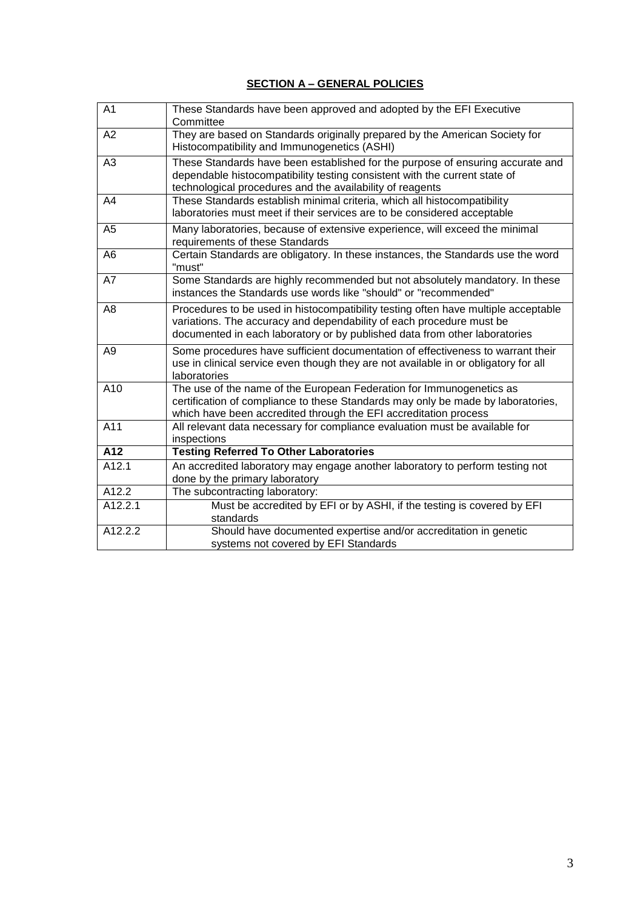## **SECTION A – GENERAL POLICIES**

| | |
|---|---|
| A1 | These Standards have been approved and adopted by the EFI Executive Committee |
| A2 | They are based on Standards originally prepared by the American Society for Histocompatibility and Immunogenetics (ASHI) |
| A3 | These Standards have been established for the purpose of ensuring accurate and dependable histocompatibility testing consistent with the current state of technological procedures and the availability of reagents |
| A4 | These Standards establish minimal criteria, which all histocompatibility laboratories must meet if their services are to be considered acceptable |
| A5 | Many laboratories, because of extensive experience, will exceed the minimal requirements of these Standards |
| A6 | Certain Standards are obligatory. In these instances, the Standards use the word "must" |
| A7 | Some Standards are highly recommended but not absolutely mandatory. In these instances the Standards use words like "should" or "recommended" |
| A8 | Procedures to be used in histocompatibility testing often have multiple acceptable variations. The accuracy and dependability of each procedure must be documented in each laboratory or by published data from other laboratories |
| A9 | Some procedures have sufficient documentation of effectiveness to warrant their use in clinical service even though they are not available in or obligatory for all laboratories |
| A10 | The use of the name of the European Federation for Immunogenetics as certification of compliance to these Standards may only be made by laboratories, which have been accredited through the EFI accreditation process |
| A11 | All relevant data necessary for compliance evaluation must be available for inspections |
| **A12** | **Testing Referred To Other Laboratories** |
| A12.1 | An accredited laboratory may engage another laboratory to perform testing not done by the primary laboratory |
| A12.2 | The subcontracting laboratory: |
| A12.2.1 | Must be accredited by EFI or by ASHI, if the testing is covered by EFI standards |
| A12.2.2 | Should have documented expertise and/or accreditation in genetic systems not covered by EFI Standards |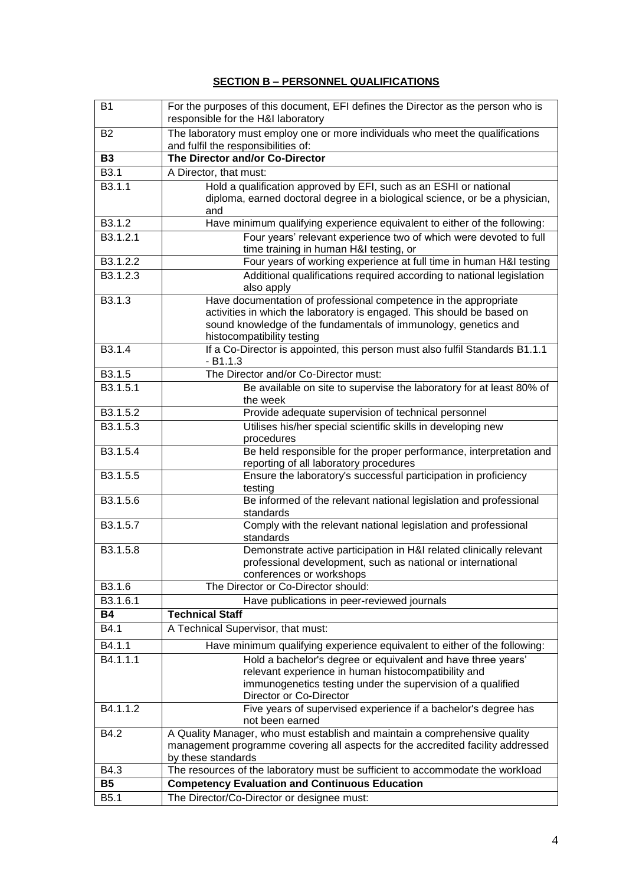## SECTION B – PERSONNEL QUALIFICATIONS

| | |
|---|---|
| B1 | For the purposes of this document, EFI defines the Director as the person who is responsible for the H&I laboratory |
| B2 | The laboratory must employ one or more individuals who meet the qualifications and fulfil the responsibilities of: |
| **B3** | **The Director and/or Co-Director** |
| B3.1 | A Director, that must: |
| B3.1.1 | Hold a qualification approved by EFI, such as an ESHI or national diploma, earned doctoral degree in a biological science, or be a physician, and |
| B3.1.2 | Have minimum qualifying experience equivalent to either of the following: |
| B3.1.2.1 | Four years' relevant experience two of which were devoted to full time training in human H&I testing, or |
| B3.1.2.2 | Four years of working experience at full time in human H&I testing |
| B3.1.2.3 | Additional qualifications required according to national legislation also apply |
| B3.1.3 | Have documentation of professional competence in the appropriate activities in which the laboratory is engaged. This should be based on sound knowledge of the fundamentals of immunology, genetics and histocompatibility testing |
| B3.1.4 | If a Co-Director is appointed, this person must also fulfil Standards B1.1.1 - B1.1.3 |
| B3.1.5 | The Director and/or Co-Director must: |
| B3.1.5.1 | Be available on site to supervise the laboratory for at least 80% of the week |
| B3.1.5.2 | Provide adequate supervision of technical personnel |
| B3.1.5.3 | Utilises his/her special scientific skills in developing new procedures |
| B3.1.5.4 | Be held responsible for the proper performance, interpretation and reporting of all laboratory procedures |
| B3.1.5.5 | Ensure the laboratory's successful participation in proficiency testing |
| B3.1.5.6 | Be informed of the relevant national legislation and professional standards |
| B3.1.5.7 | Comply with the relevant national legislation and professional standards |
| B3.1.5.8 | Demonstrate active participation in H&I related clinically relevant professional development, such as national or international conferences or workshops |
| B3.1.6 | The Director or Co-Director should: |
| B3.1.6.1 | Have publications in peer-reviewed journals |
| **B4** | **Technical Staff** |
| B4.1 | A Technical Supervisor, that must: |
| B4.1.1 | Have minimum qualifying experience equivalent to either of the following: |
| B4.1.1.1 | Hold a bachelor's degree or equivalent and have three years' relevant experience in human histocompatibility and immunogenetics testing under the supervision of a qualified Director or Co-Director |
| B4.1.1.2 | Five years of supervised experience if a bachelor's degree has not been earned |
| B4.2 | A Quality Manager, who must establish and maintain a comprehensive quality management programme covering all aspects for the accredited facility addressed by these standards |
| B4.3 | The resources of the laboratory must be sufficient to accommodate the workload |
| **B5** | **Competency Evaluation and Continuous Education** |
| B5.1 | The Director/Co-Director or designee must: |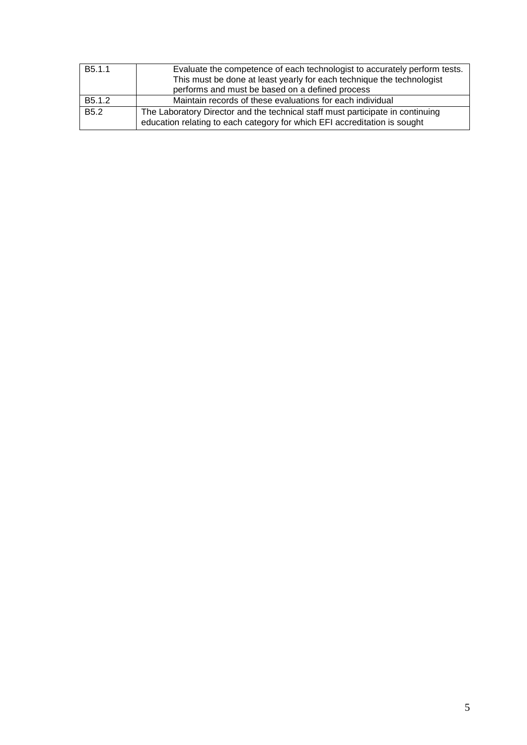| | |
|---|---|
| B5.1.1 | Evaluate the competence of each technologist to accurately perform tests. This must be done at least yearly for each technique the technologist performs and must be based on a defined process |
| B5.1.2 | Maintain records of these evaluations for each individual |
| B5.2 | The Laboratory Director and the technical staff must participate in continuing education relating to each category for which EFI accreditation is sought |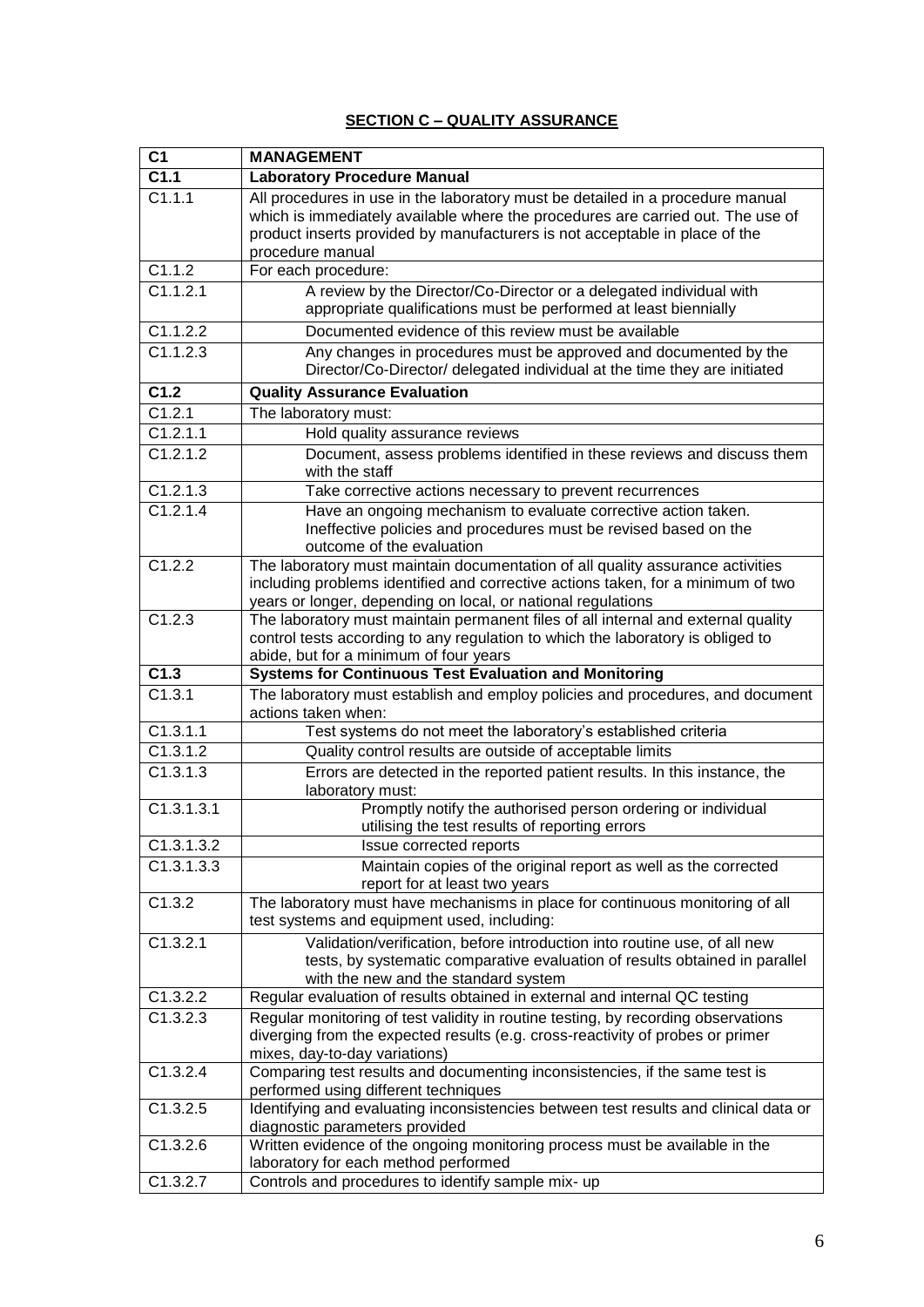## SECTION C – QUALITY ASSURANCE

| C1 | MANAGEMENT |
|---|---|
| **C1.1** | **Laboratory Procedure Manual** |
| C1.1.1 | All procedures in use in the laboratory must be detailed in a procedure manual which is immediately available where the procedures are carried out. The use of product inserts provided by manufacturers is not acceptable in place of the procedure manual |
| C1.1.2 | For each procedure: |
| C1.1.2.1 | A review by the Director/Co-Director or a delegated individual with appropriate qualifications must be performed at least biennially |
| C1.1.2.2 | Documented evidence of this review must be available |
| C1.1.2.3 | Any changes in procedures must be approved and documented by the Director/Co-Director/ delegated individual at the time they are initiated |
| **C1.2** | **Quality Assurance Evaluation** |
| C1.2.1 | The laboratory must: |
| C1.2.1.1 | Hold quality assurance reviews |
| C1.2.1.2 | Document, assess problems identified in these reviews and discuss them with the staff |
| C1.2.1.3 | Take corrective actions necessary to prevent recurrences |
| C1.2.1.4 | Have an ongoing mechanism to evaluate corrective action taken. Ineffective policies and procedures must be revised based on the outcome of the evaluation |
| C1.2.2 | The laboratory must maintain documentation of all quality assurance activities including problems identified and corrective actions taken, for a minimum of two years or longer, depending on local, or national regulations |
| C1.2.3 | The laboratory must maintain permanent files of all internal and external quality control tests according to any regulation to which the laboratory is obliged to abide, but for a minimum of four years |
| **C1.3** | **Systems for Continuous Test Evaluation and Monitoring** |
| C1.3.1 | The laboratory must establish and employ policies and procedures, and document actions taken when: |
| C1.3.1.1 | Test systems do not meet the laboratory's established criteria |
| C1.3.1.2 | Quality control results are outside of acceptable limits |
| C1.3.1.3 | Errors are detected in the reported patient results. In this instance, the laboratory must: |
| C1.3.1.3.1 | Promptly notify the authorised person ordering or individual utilising the test results of reporting errors |
| C1.3.1.3.2 | Issue corrected reports |
| C1.3.1.3.3 | Maintain copies of the original report as well as the corrected report for at least two years |
| C1.3.2 | The laboratory must have mechanisms in place for continuous monitoring of all test systems and equipment used, including: |
| C1.3.2.1 | Validation/verification, before introduction into routine use, of all new tests, by systematic comparative evaluation of results obtained in parallel with the new and the standard system |
| C1.3.2.2 | Regular evaluation of results obtained in external and internal QC testing |
| C1.3.2.3 | Regular monitoring of test validity in routine testing, by recording observations diverging from the expected results (e.g. cross-reactivity of probes or primer mixes, day-to-day variations) |
| C1.3.2.4 | Comparing test results and documenting inconsistencies, if the same test is performed using different techniques |
| C1.3.2.5 | Identifying and evaluating inconsistencies between test results and clinical data or diagnostic parameters provided |
| C1.3.2.6 | Written evidence of the ongoing monitoring process must be available in the laboratory for each method performed |
| C1.3.2.7 | Controls and procedures to identify sample mix- up |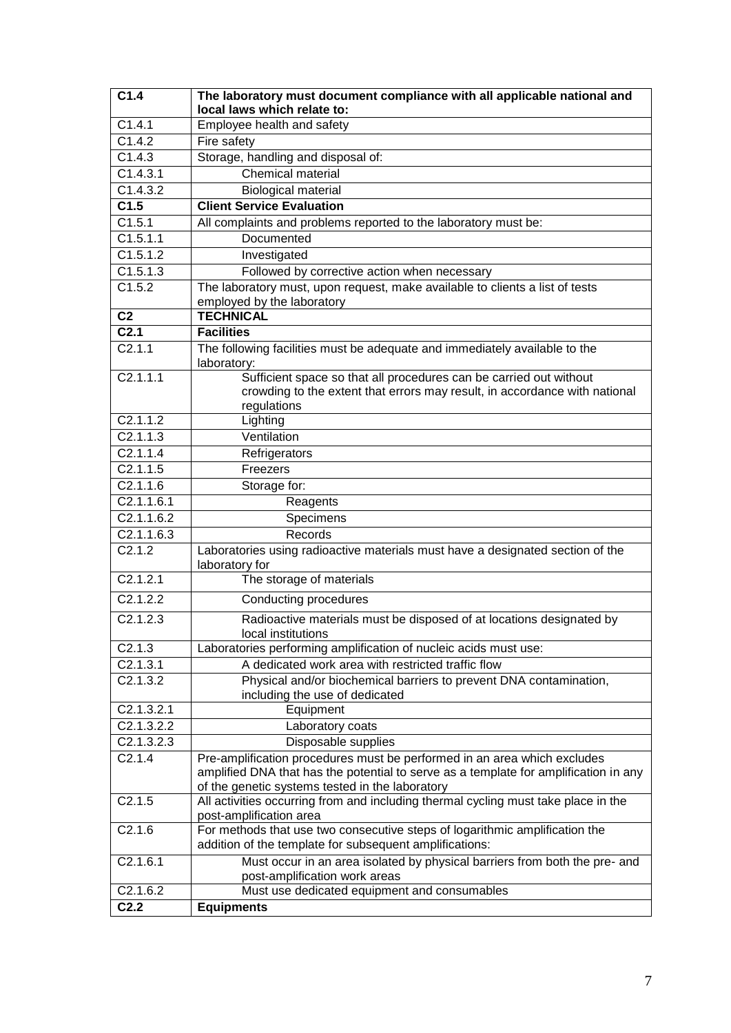| **C1.4** | **The laboratory must document compliance with all applicable national and local laws which relate to:** |
|---|---|
| C1.4.1 | Employee health and safety |
| C1.4.2 | Fire safety |
| C1.4.3 | Storage, handling and disposal of: |
| C1.4.3.1 | Chemical material |
| C1.4.3.2 | Biological material |
| **C1.5** | **Client Service Evaluation** |
| C1.5.1 | All complaints and problems reported to the laboratory must be: |
| C1.5.1.1 | Documented |
| C1.5.1.2 | Investigated |
| C1.5.1.3 | Followed by corrective action when necessary |
| C1.5.2 | The laboratory must, upon request, make available to clients a list of tests employed by the laboratory |
| **C2** | **TECHNICAL** |
| **C2.1** | **Facilities** |
| C2.1.1 | The following facilities must be adequate and immediately available to the laboratory: |
| C2.1.1.1 | Sufficient space so that all procedures can be carried out without crowding to the extent that errors may result, in accordance with national regulations |
| C2.1.1.2 | Lighting |
| C2.1.1.3 | Ventilation |
| C2.1.1.4 | Refrigerators |
| C2.1.1.5 | Freezers |
| C2.1.1.6 | Storage for: |
| C2.1.1.6.1 | Reagents |
| C2.1.1.6.2 | Specimens |
| C2.1.1.6.3 | Records |
| C2.1.2 | Laboratories using radioactive materials must have a designated section of the laboratory for |
| C2.1.2.1 | The storage of materials |
| C2.1.2.2 | Conducting procedures |
| C2.1.2.3 | Radioactive materials must be disposed of at locations designated by local institutions |
| C2.1.3 | Laboratories performing amplification of nucleic acids must use: |
| C2.1.3.1 | A dedicated work area with restricted traffic flow |
| C2.1.3.2 | Physical and/or biochemical barriers to prevent DNA contamination, including the use of dedicated |
| C2.1.3.2.1 | Equipment |
| C2.1.3.2.2 | Laboratory coats |
| C2.1.3.2.3 | Disposable supplies |
| C2.1.4 | Pre-amplification procedures must be performed in an area which excludes amplified DNA that has the potential to serve as a template for amplification in any of the genetic systems tested in the laboratory |
| C2.1.5 | All activities occurring from and including thermal cycling must take place in the post-amplification area |
| C2.1.6 | For methods that use two consecutive steps of logarithmic amplification the addition of the template for subsequent amplifications: |
| C2.1.6.1 | Must occur in an area isolated by physical barriers from both the pre- and post-amplification work areas |
| C2.1.6.2 | Must use dedicated equipment and consumables |
| **C2.2** | **Equipments** |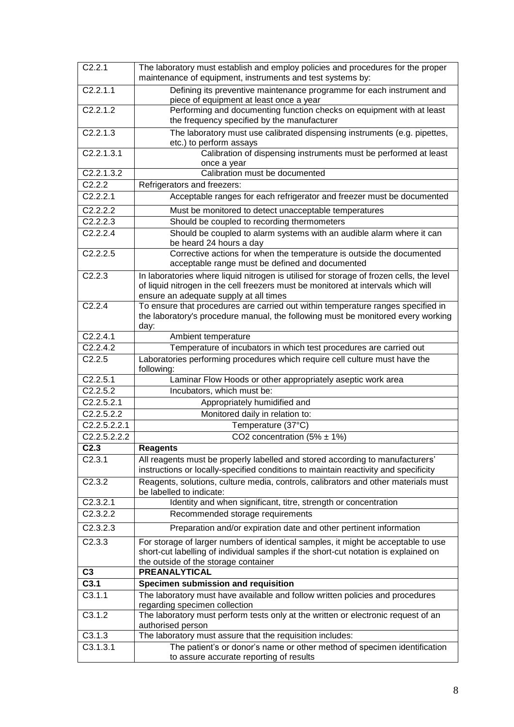| | |
|---|---|
| C2.2.1 | The laboratory must establish and employ policies and procedures for the proper maintenance of equipment, instruments and test systems by: |
| C2.2.1.1 | Defining its preventive maintenance programme for each instrument and piece of equipment at least once a year |
| C2.2.1.2 | Performing and documenting function checks on equipment with at least the frequency specified by the manufacturer |
| C2.2.1.3 | The laboratory must use calibrated dispensing instruments (e.g. pipettes, etc.) to perform assays |
| C2.2.1.3.1 | Calibration of dispensing instruments must be performed at least once a year |
| C2.2.1.3.2 | Calibration must be documented |
| C2.2.2 | Refrigerators and freezers: |
| C2.2.2.1 | Acceptable ranges for each refrigerator and freezer must be documented |
| C2.2.2.2 | Must be monitored to detect unacceptable temperatures |
| C2.2.2.3 | Should be coupled to recording thermometers |
| C2.2.2.4 | Should be coupled to alarm systems with an audible alarm where it can be heard 24 hours a day |
| C2.2.2.5 | Corrective actions for when the temperature is outside the documented acceptable range must be defined and documented |
| C2.2.3 | In laboratories where liquid nitrogen is utilised for storage of frozen cells, the level of liquid nitrogen in the cell freezers must be monitored at intervals which will ensure an adequate supply at all times |
| C2.2.4 | To ensure that procedures are carried out within temperature ranges specified in the laboratory's procedure manual, the following must be monitored every working day: |
| C2.2.4.1 | Ambient temperature |
| C2.2.4.2 | Temperature of incubators in which test procedures are carried out |
| C2.2.5 | Laboratories performing procedures which require cell culture must have the following: |
| C2.2.5.1 | Laminar Flow Hoods or other appropriately aseptic work area |
| C2.2.5.2 | Incubators, which must be: |
| C2.2.5.2.1 | Appropriately humidified and |
| C2.2.5.2.2 | Monitored daily in relation to: |
| C2.2.5.2.2.1 | Temperature (37°C) |
| C2.2.5.2.2.2 | $CO_2$ concentration ($5\% \pm 1\%$) |
| **C2.3** | **Reagents** |
| C2.3.1 | All reagents must be properly labelled and stored according to manufacturers' instructions or locally-specified conditions to maintain reactivity and specificity |
| C2.3.2 | Reagents, solutions, culture media, controls, calibrators and other materials must be labelled to indicate: |
| C2.3.2.1 | Identity and when significant, titre, strength or concentration |
| C2.3.2.2 | Recommended storage requirements |
| C2.3.2.3 | Preparation and/or expiration date and other pertinent information |
| C2.3.3 | For storage of larger numbers of identical samples, it might be acceptable to use short-cut labelling of individual samples if the short-cut notation is explained on the outside of the storage container |
| **C3** | **PREANALYTICAL** |
| **C3.1** | **Specimen submission and requisition** |
| C3.1.1 | The laboratory must have available and follow written policies and procedures regarding specimen collection |
| C3.1.2 | The laboratory must perform tests only at the written or electronic request of an authorised person |
| C3.1.3 | The laboratory must assure that the requisition includes: |
| C3.1.3.1 | The patient's or donor's name or other method of specimen identification to assure accurate reporting of results |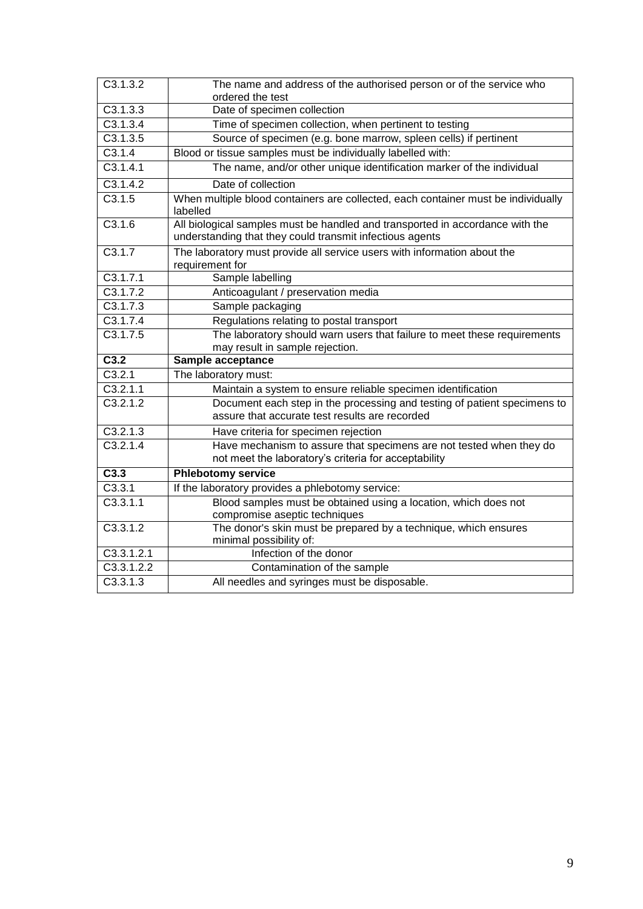| | |
|---|---|
| C3.1.3.2 | The name and address of the authorised person or of the service who ordered the test |
| C3.1.3.3 | Date of specimen collection |
| C3.1.3.4 | Time of specimen collection, when pertinent to testing |
| C3.1.3.5 | Source of specimen (e.g. bone marrow, spleen cells) if pertinent |
| C3.1.4 | Blood or tissue samples must be individually labelled with: |
| C3.1.4.1 | The name, and/or other unique identification marker of the individual |
| C3.1.4.2 | Date of collection |
| C3.1.5 | When multiple blood containers are collected, each container must be individually labelled |
| C3.1.6 | All biological samples must be handled and transported in accordance with the understanding that they could transmit infectious agents |
| C3.1.7 | The laboratory must provide all service users with information about the requirement for |
| C3.1.7.1 | Sample labelling |
| C3.1.7.2 | Anticoagulant / preservation media |
| C3.1.7.3 | Sample packaging |
| C3.1.7.4 | Regulations relating to postal transport |
| C3.1.7.5 | The laboratory should warn users that failure to meet these requirements may result in sample rejection. |
| **C3.2** | **Sample acceptance** |
| C3.2.1 | The laboratory must: |
| C3.2.1.1 | Maintain a system to ensure reliable specimen identification |
| C3.2.1.2 | Document each step in the processing and testing of patient specimens to assure that accurate test results are recorded |
| C3.2.1.3 | Have criteria for specimen rejection |
| C3.2.1.4 | Have mechanism to assure that specimens are not tested when they do not meet the laboratory's criteria for acceptability |
| **C3.3** | **Phlebotomy service** |
| C3.3.1 | If the laboratory provides a phlebotomy service: |
| C3.3.1.1 | Blood samples must be obtained using a location, which does not compromise aseptic techniques |
| C3.3.1.2 | The donor's skin must be prepared by a technique, which ensures minimal possibility of: |
| C3.3.1.2.1 | Infection of the donor |
| C3.3.1.2.2 | Contamination of the sample |
| C3.3.1.3 | All needles and syringes must be disposable. |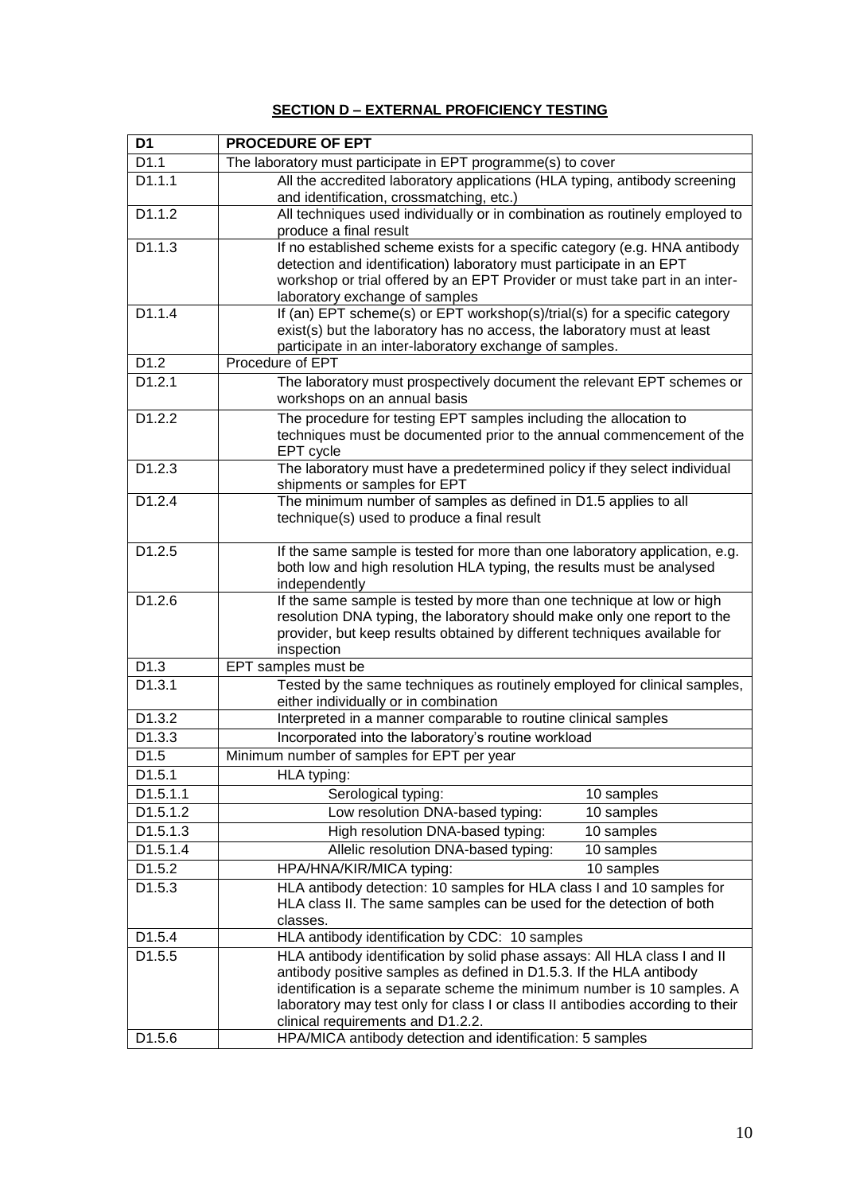## SECTION D – EXTERNAL PROFICIENCY TESTING

| D1 | PROCEDURE OF EPT |
|---|---|
| D1.1 | The laboratory must participate in EPT programme(s) to cover |
| D1.1.1 | All the accredited laboratory applications (HLA typing, antibody screening and identification, crossmatching, etc.) |
| D1.1.2 | All techniques used individually or in combination as routinely employed to produce a final result |
| D1.1.3 | If no established scheme exists for a specific category (e.g. HNA antibody detection and identification) laboratory must participate in an EPT workshop or trial offered by an EPT Provider or must take part in an inter-laboratory exchange of samples |
| D1.1.4 | If (an) EPT scheme(s) or EPT workshop(s)/trial(s) for a specific category exist(s) but the laboratory has no access, the laboratory must at least participate in an inter-laboratory exchange of samples. |
| D1.2 | Procedure of EPT |
| D1.2.1 | The laboratory must prospectively document the relevant EPT schemes or workshops on an annual basis |
| D1.2.2 | The procedure for testing EPT samples including the allocation to techniques must be documented prior to the annual commencement of the EPT cycle |
| D1.2.3 | The laboratory must have a predetermined policy if they select individual shipments or samples for EPT |
| D1.2.4 | The minimum number of samples as defined in D1.5 applies to all technique(s) used to produce a final result |
| D1.2.5 | If the same sample is tested for more than one laboratory application, e.g. both low and high resolution HLA typing, the results must be analysed independently |
| D1.2.6 | If the same sample is tested by more than one technique at low or high resolution DNA typing, the laboratory should make only one report to the provider, but keep results obtained by different techniques available for inspection |
| D1.3 | EPT samples must be |
| D1.3.1 | Tested by the same techniques as routinely employed for clinical samples, either individually or in combination |
| D1.3.2 | Interpreted in a manner comparable to routine clinical samples |
| D1.3.3 | Incorporated into the laboratory's routine workload |
| D1.5 | Minimum number of samples for EPT per year |
| D1.5.1 | HLA typing: |
| D1.5.1.1 | Serological typing: 10 samples |
| D1.5.1.2 | Low resolution DNA-based typing: 10 samples |
| D1.5.1.3 | High resolution DNA-based typing: 10 samples |
| D1.5.1.4 | Allelic resolution DNA-based typing: 10 samples |
| D1.5.2 | HPA/HNA/KIR/MICA typing: 10 samples |
| D1.5.3 | HLA antibody detection: 10 samples for HLA class I and 10 samples for HLA class II. The same samples can be used for the detection of both classes. |
| D1.5.4 | HLA antibody identification by CDC: 10 samples |
| D1.5.5 | HLA antibody identification by solid phase assays: All HLA class I and II antibody positive samples as defined in D1.5.3. If the HLA antibody identification is a separate scheme the minimum number is 10 samples. A laboratory may test only for class I or class II antibodies according to their clinical requirements and D1.2.2. |
| D1.5.6 | HPA/MICA antibody detection and identification: 5 samples |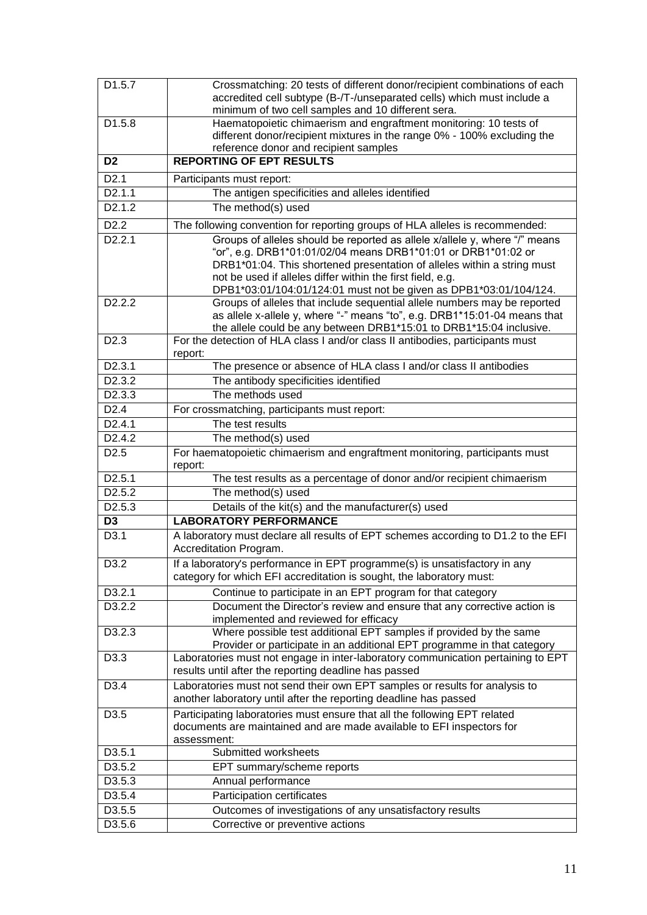| | |
|---|---|
| D1.5.7 | Crossmatching: 20 tests of different donor/recipient combinations of each accredited cell subtype (B-/T-/unseparated cells) which must include a minimum of two cell samples and 10 different sera. |
| D1.5.8 | Haematopoietic chimaerism and engraftment monitoring: 10 tests of different donor/recipient mixtures in the range 0% - 100% excluding the reference donor and recipient samples |
| **D2** | **REPORTING OF EPT RESULTS** |
| D2.1 | Participants must report: |
| D2.1.1 | The antigen specificities and alleles identified |
| D2.1.2 | The method(s) used |
| D2.2 | The following convention for reporting groups of HLA alleles is recommended: |
| D2.2.1 | Groups of alleles should be reported as allele x/allele y, where "/" means "or", e.g. DRB1*01:01/02/04 means DRB1*01:01 or DRB1*01:02 or DRB1*01:04. This shortened presentation of alleles within a string must not be used if alleles differ within the first field, e.g. DPB1*03:01/104:01/124:01 must not be given as DPB1*03:01/104/124. |
| D2.2.2 | Groups of alleles that include sequential allele numbers may be reported as allele x-allele y, where "-" means "to", e.g. DRB1*15:01-04 means that the allele could be any between DRB1*15:01 to DRB1*15:04 inclusive. |
| D2.3 | For the detection of HLA class I and/or class II antibodies, participants must report: |
| D2.3.1 | The presence or absence of HLA class I and/or class II antibodies |
| D2.3.2 | The antibody specificities identified |
| D2.3.3 | The methods used |
| D2.4 | For crossmatching, participants must report: |
| D2.4.1 | The test results |
| D2.4.2 | The method(s) used |
| D2.5 | For haematopoietic chimaerism and engraftment monitoring, participants must report: |
| D2.5.1 | The test results as a percentage of donor and/or recipient chimaerism |
| D2.5.2 | The method(s) used |
| D2.5.3 | Details of the kit(s) and the manufacturer(s) used |
| **D3** | **LABORATORY PERFORMANCE** |
| D3.1 | A laboratory must declare all results of EPT schemes according to D1.2 to the EFI Accreditation Program. |
| D3.2 | If a laboratory's performance in EPT programme(s) is unsatisfactory in any category for which EFI accreditation is sought, the laboratory must: |
| D3.2.1 | Continue to participate in an EPT program for that category |
| D3.2.2 | Document the Director's review and ensure that any corrective action is implemented and reviewed for efficacy |
| D3.2.3 | Where possible test additional EPT samples if provided by the same Provider or participate in an additional EPT programme in that category |
| D3.3 | Laboratories must not engage in inter-laboratory communication pertaining to EPT results until after the reporting deadline has passed |
| D3.4 | Laboratories must not send their own EPT samples or results for analysis to another laboratory until after the reporting deadline has passed |
| D3.5 | Participating laboratories must ensure that all the following EPT related documents are maintained and are made available to EFI inspectors for assessment: |
| D3.5.1 | Submitted worksheets |
| D3.5.2 | EPT summary/scheme reports |
| D3.5.3 | Annual performance |
| D3.5.4 | Participation certificates |
| D3.5.5 | Outcomes of investigations of any unsatisfactory results |
| D3.5.6 | Corrective or preventive actions |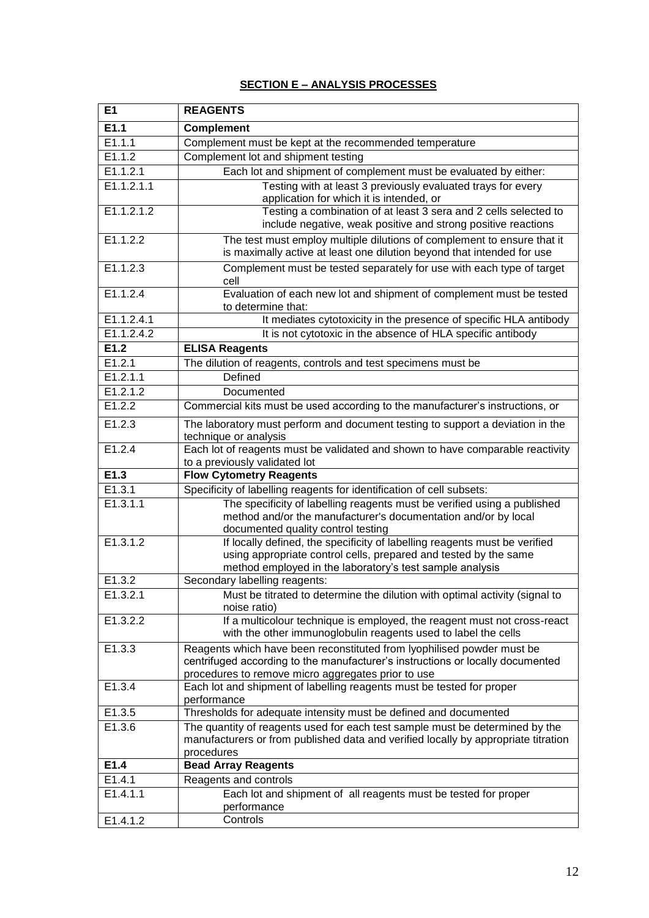## SECTION E – ANALYSIS PROCESSES

| **E1** | **REAGENTS** |
|---|---|
| **E1.1** | **Complement** |
| E1.1.1 | Complement must be kept at the recommended temperature |
| E1.1.2 | Complement lot and shipment testing |
| E1.1.2.1 | Each lot and shipment of complement must be evaluated by either: |
| E1.1.2.1.1 | Testing with at least 3 previously evaluated trays for every application for which it is intended, or |
| E1.1.2.1.2 | Testing a combination of at least 3 sera and 2 cells selected to include negative, weak positive and strong positive reactions |
| E1.1.2.2 | The test must employ multiple dilutions of complement to ensure that it is maximally active at least one dilution beyond that intended for use |
| E1.1.2.3 | Complement must be tested separately for use with each type of target cell |
| E1.1.2.4 | Evaluation of each new lot and shipment of complement must be tested to determine that: |
| E1.1.2.4.1 | It mediates cytotoxicity in the presence of specific HLA antibody |
| E1.1.2.4.2 | It is not cytotoxic in the absence of HLA specific antibody |
| **E1.2** | **ELISA Reagents** |
| E1.2.1 | The dilution of reagents, controls and test specimens must be |
| E1.2.1.1 | Defined |
| E1.2.1.2 | Documented |
| E1.2.2 | Commercial kits must be used according to the manufacturer's instructions, or |
| E1.2.3 | The laboratory must perform and document testing to support a deviation in the technique or analysis |
| E1.2.4 | Each lot of reagents must be validated and shown to have comparable reactivity to a previously validated lot |
| **E1.3** | **Flow Cytometry Reagents** |
| E1.3.1 | Specificity of labelling reagents for identification of cell subsets: |
| E1.3.1.1 | The specificity of labelling reagents must be verified using a published method and/or the manufacturer's documentation and/or by local documented quality control testing |
| E1.3.1.2 | If locally defined, the specificity of labelling reagents must be verified using appropriate control cells, prepared and tested by the same method employed in the laboratory's test sample analysis |
| E1.3.2 | Secondary labelling reagents: |
| E1.3.2.1 | Must be titrated to determine the dilution with optimal activity (signal to noise ratio) |
| E1.3.2.2 | If a multicolour technique is employed, the reagent must not cross-react with the other immunoglobulin reagents used to label the cells |
| E1.3.3 | Reagents which have been reconstituted from lyophilised powder must be centrifuged according to the manufacturer's instructions or locally documented procedures to remove micro aggregates prior to use |
| E1.3.4 | Each lot and shipment of labelling reagents must be tested for proper performance |
| E1.3.5 | Thresholds for adequate intensity must be defined and documented |
| E1.3.6 | The quantity of reagents used for each test sample must be determined by the manufacturers or from published data and verified locally by appropriate titration procedures |
| **E1.4** | **Bead Array Reagents** |
| E1.4.1 | Reagents and controls |
| E1.4.1.1 | Each lot and shipment of all reagents must be tested for proper performance |
| E1.4.1.2 | Controls |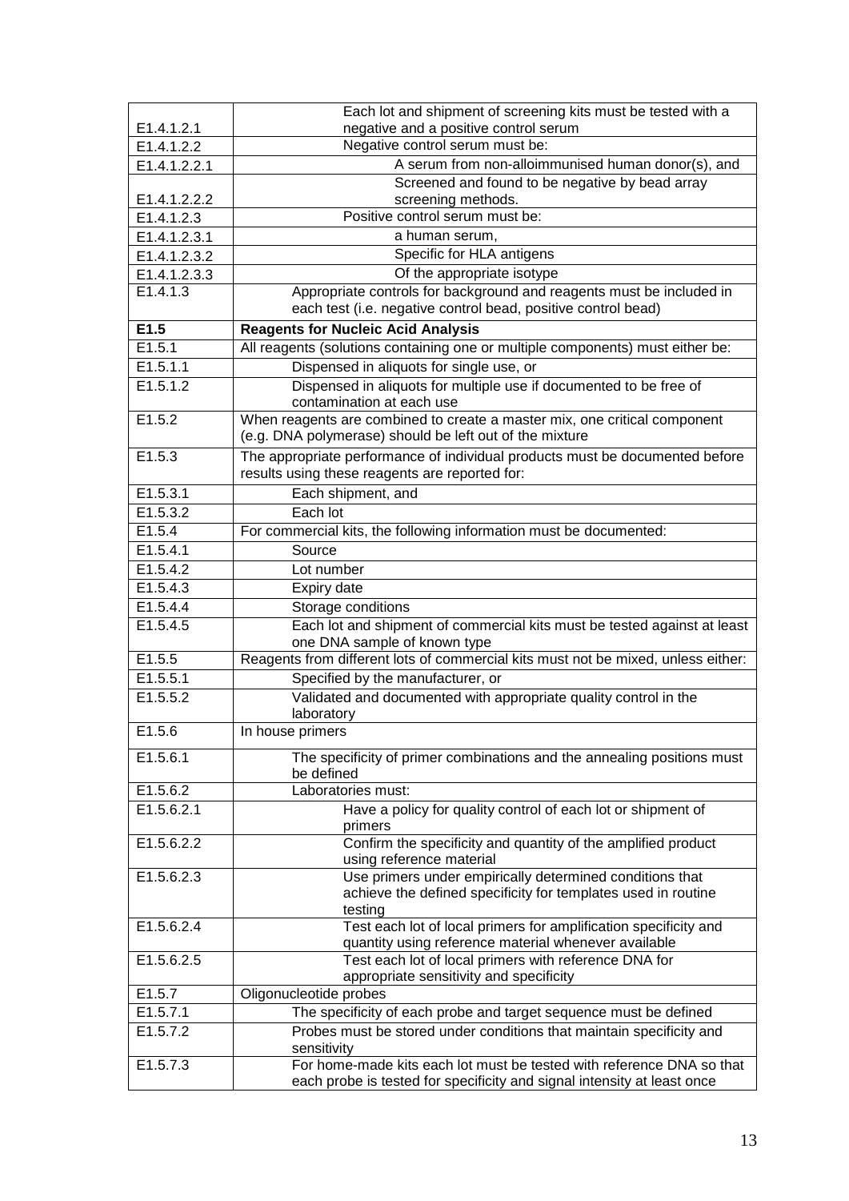| | |
|---|---|
| E1.4.1.2.1 | Each lot and shipment of screening kits must be tested with a negative and a positive control serum |
| E1.4.1.2.2 | Negative control serum must be: |
| E1.4.1.2.2.1 | A serum from non-alloimmunised human donor(s), and |
| E1.4.1.2.2.2 | Screened and found to be negative by bead array screening methods. |
| E1.4.1.2.3 | Positive control serum must be: |
| E1.4.1.2.3.1 | a human serum, |
| E1.4.1.2.3.2 | Specific for HLA antigens |
| E1.4.1.2.3.3 | Of the appropriate isotype |
| E1.4.1.3 | Appropriate controls for background and reagents must be included in each test (i.e. negative control bead, positive control bead) |
| **E1.5** | **Reagents for Nucleic Acid Analysis** |
| E1.5.1 | All reagents (solutions containing one or multiple components) must either be: |
| E1.5.1.1 | Dispensed in aliquots for single use, or |
| E1.5.1.2 | Dispensed in aliquots for multiple use if documented to be free of contamination at each use |
| E1.5.2 | When reagents are combined to create a master mix, one critical component (e.g. DNA polymerase) should be left out of the mixture |
| E1.5.3 | The appropriate performance of individual products must be documented before results using these reagents are reported for: |
| E1.5.3.1 | Each shipment, and |
| E1.5.3.2 | Each lot |
| E1.5.4 | For commercial kits, the following information must be documented: |
| E1.5.4.1 | Source |
| E1.5.4.2 | Lot number |
| E1.5.4.3 | Expiry date |
| E1.5.4.4 | Storage conditions |
| E1.5.4.5 | Each lot and shipment of commercial kits must be tested against at least one DNA sample of known type |
| E1.5.5 | Reagents from different lots of commercial kits must not be mixed, unless either: |
| E1.5.5.1 | Specified by the manufacturer, or |
| E1.5.5.2 | Validated and documented with appropriate quality control in the laboratory |
| E1.5.6 | In house primers |
| E1.5.6.1 | The specificity of primer combinations and the annealing positions must be defined |
| E1.5.6.2 | Laboratories must: |
| E1.5.6.2.1 | Have a policy for quality control of each lot or shipment of primers |
| E1.5.6.2.2 | Confirm the specificity and quantity of the amplified product using reference material |
| E1.5.6.2.3 | Use primers under empirically determined conditions that achieve the defined specificity for templates used in routine testing |
| E1.5.6.2.4 | Test each lot of local primers for amplification specificity and quantity using reference material whenever available |
| E1.5.6.2.5 | Test each lot of local primers with reference DNA for appropriate sensitivity and specificity |
| E1.5.7 | Oligonucleotide probes |
| E1.5.7.1 | The specificity of each probe and target sequence must be defined |
| E1.5.7.2 | Probes must be stored under conditions that maintain specificity and sensitivity |
| E1.5.7.3 | For home-made kits each lot must be tested with reference DNA so that each probe is tested for specificity and signal intensity at least once |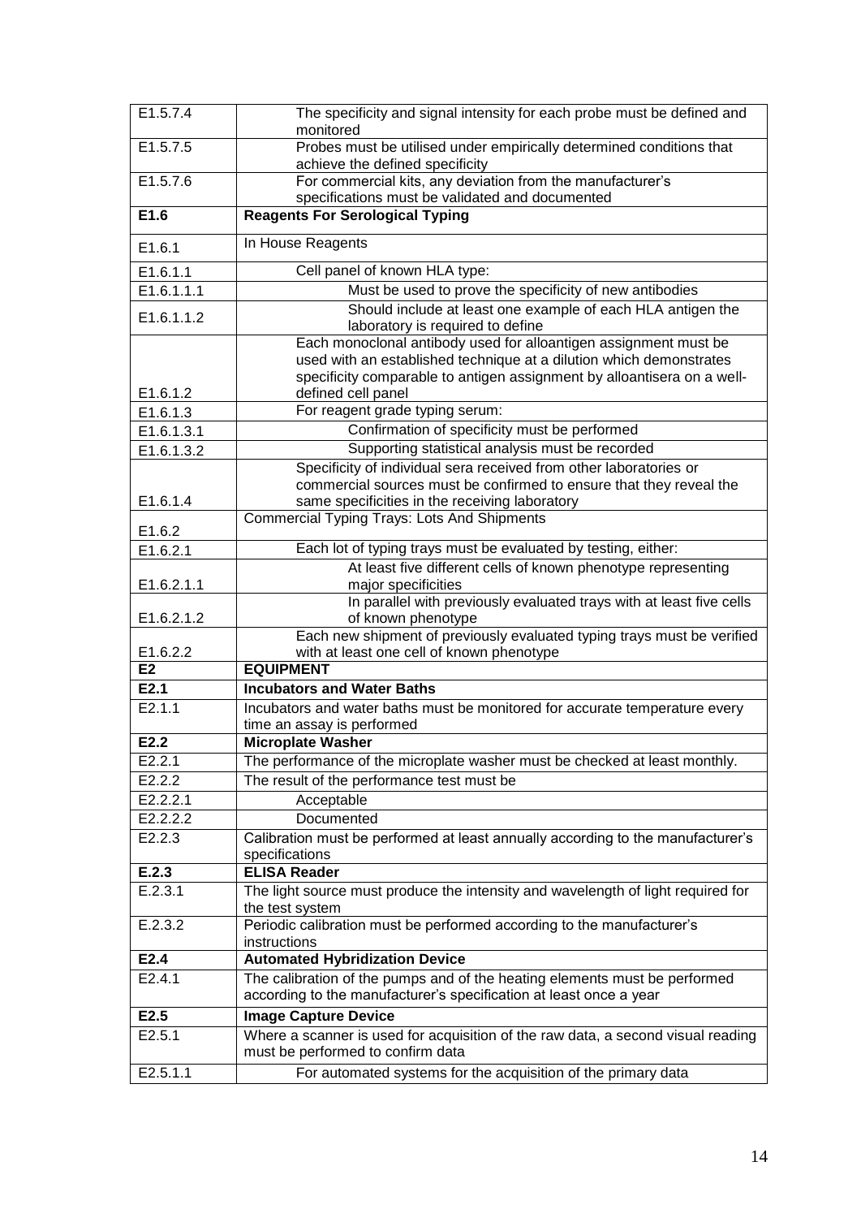| | |
|---|---|
| E1.5.7.4 | The specificity and signal intensity for each probe must be defined and monitored |
| E1.5.7.5 | Probes must be utilised under empirically determined conditions that achieve the defined specificity |
| E1.5.7.6 | For commercial kits, any deviation from the manufacturer's specifications must be validated and documented |
| **E1.6** | **Reagents For Serological Typing** |
| E1.6.1 | In House Reagents |
| E1.6.1.1 | Cell panel of known HLA type: |
| E1.6.1.1.1 | Must be used to prove the specificity of new antibodies |
| E1.6.1.1.2 | Should include at least one example of each HLA antigen the laboratory is required to define |
| E1.6.1.2 | Each monoclonal antibody used for alloantigen assignment must be used with an established technique at a dilution which demonstrates specificity comparable to antigen assignment by alloantisera on a well-defined cell panel |
| E1.6.1.3 | For reagent grade typing serum: |
| E1.6.1.3.1 | Confirmation of specificity must be performed |
| E1.6.1.3.2 | Supporting statistical analysis must be recorded |
| E1.6.1.4 | Specificity of individual sera received from other laboratories or commercial sources must be confirmed to ensure that they reveal the same specificities in the receiving laboratory |
| E1.6.2 | Commercial Typing Trays: Lots And Shipments |
| E1.6.2.1 | Each lot of typing trays must be evaluated by testing, either: |
| E1.6.2.1.1 | At least five different cells of known phenotype representing major specificities |
| E1.6.2.1.2 | In parallel with previously evaluated trays with at least five cells of known phenotype |
| E1.6.2.2 | Each new shipment of previously evaluated typing trays must be verified with at least one cell of known phenotype |
| **E2** | **EQUIPMENT** |
| **E2.1** | **Incubators and Water Baths** |
| E2.1.1 | Incubators and water baths must be monitored for accurate temperature every time an assay is performed |
| **E2.2** | **Microplate Washer** |
| E2.2.1 | The performance of the microplate washer must be checked at least monthly. |
| E2.2.2 | The result of the performance test must be |
| E2.2.2.1 | Acceptable |
| E2.2.2.2 | Documented |
| E2.2.3 | Calibration must be performed at least annually according to the manufacturer's specifications |
| **E.2.3** | **ELISA Reader** |
| E.2.3.1 | The light source must produce the intensity and wavelength of light required for the test system |
| E.2.3.2 | Periodic calibration must be performed according to the manufacturer's instructions |
| **E2.4** | **Automated Hybridization Device** |
| E2.4.1 | The calibration of the pumps and of the heating elements must be performed according to the manufacturer's specification at least once a year |
| **E2.5** | **Image Capture Device** |
| E2.5.1 | Where a scanner is used for acquisition of the raw data, a second visual reading must be performed to confirm data |
| E2.5.1.1 | For automated systems for the acquisition of the primary data |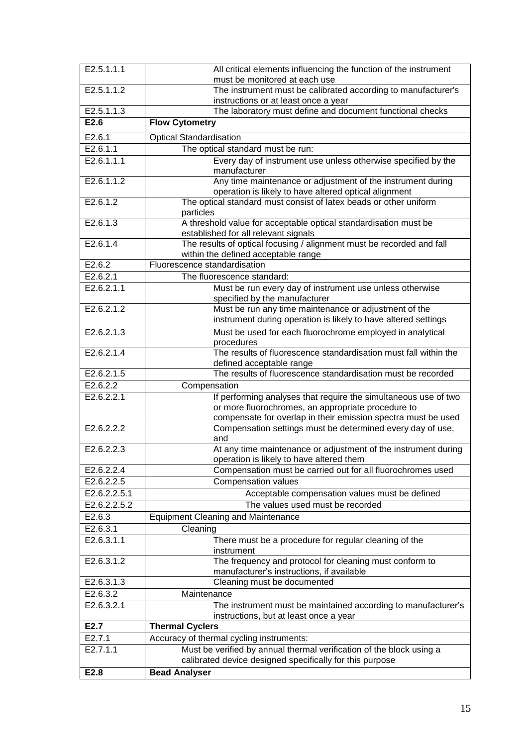| | |
|---|---|
| E2.5.1.1.1 | All critical elements influencing the function of the instrument must be monitored at each use |
| E2.5.1.1.2 | The instrument must be calibrated according to manufacturer's instructions or at least once a year |
| E2.5.1.1.3 | The laboratory must define and document functional checks |
| **E2.6** | **Flow Cytometry** |
| E2.6.1 | Optical Standardisation |
| E2.6.1.1 | The optical standard must be run: |
| E2.6.1.1.1 | Every day of instrument use unless otherwise specified by the manufacturer |
| E2.6.1.1.2 | Any time maintenance or adjustment of the instrument during operation is likely to have altered optical alignment |
| E2.6.1.2 | The optical standard must consist of latex beads or other uniform particles |
| E2.6.1.3 | A threshold value for acceptable optical standardisation must be established for all relevant signals |
| E2.6.1.4 | The results of optical focusing / alignment must be recorded and fall within the defined acceptable range |
| E2.6.2 | Fluorescence standardisation |
| E2.6.2.1 | The fluorescence standard: |
| E2.6.2.1.1 | Must be run every day of instrument use unless otherwise specified by the manufacturer |
| E2.6.2.1.2 | Must be run any time maintenance or adjustment of the instrument during operation is likely to have altered settings |
| E2.6.2.1.3 | Must be used for each fluorochrome employed in analytical procedures |
| E2.6.2.1.4 | The results of fluorescence standardisation must fall within the defined acceptable range |
| E2.6.2.1.5 | The results of fluorescence standardisation must be recorded |
| E2.6.2.2 | Compensation |
| E2.6.2.2.1 | If performing analyses that require the simultaneous use of two or more fluorochromes, an appropriate procedure to compensate for overlap in their emission spectra must be used |
| E2.6.2.2.2 | Compensation settings must be determined every day of use, and |
| E2.6.2.2.3 | At any time maintenance or adjustment of the instrument during operation is likely to have altered them |
| E2.6.2.2.4 | Compensation must be carried out for all fluorochromes used |
| E2.6.2.2.5 | Compensation values |
| E2.6.2.2.5.1 | Acceptable compensation values must be defined |
| E2.6.2.2.5.2 | The values used must be recorded |
| E2.6.3 | Equipment Cleaning and Maintenance |
| E2.6.3.1 | Cleaning |
| E2.6.3.1.1 | There must be a procedure for regular cleaning of the instrument |
| E2.6.3.1.2 | The frequency and protocol for cleaning must conform to manufacturer's instructions, if available |
| E2.6.3.1.3 | Cleaning must be documented |
| E2.6.3.2 | Maintenance |
| E2.6.3.2.1 | The instrument must be maintained according to manufacturer's instructions, but at least once a year |
| **E2.7** | **Thermal Cyclers** |
| E2.7.1 | Accuracy of thermal cycling instruments: |
| E2.7.1.1 | Must be verified by annual thermal verification of the block using a calibrated device designed specifically for this purpose |
| **E2.8** | **Bead Analyser** |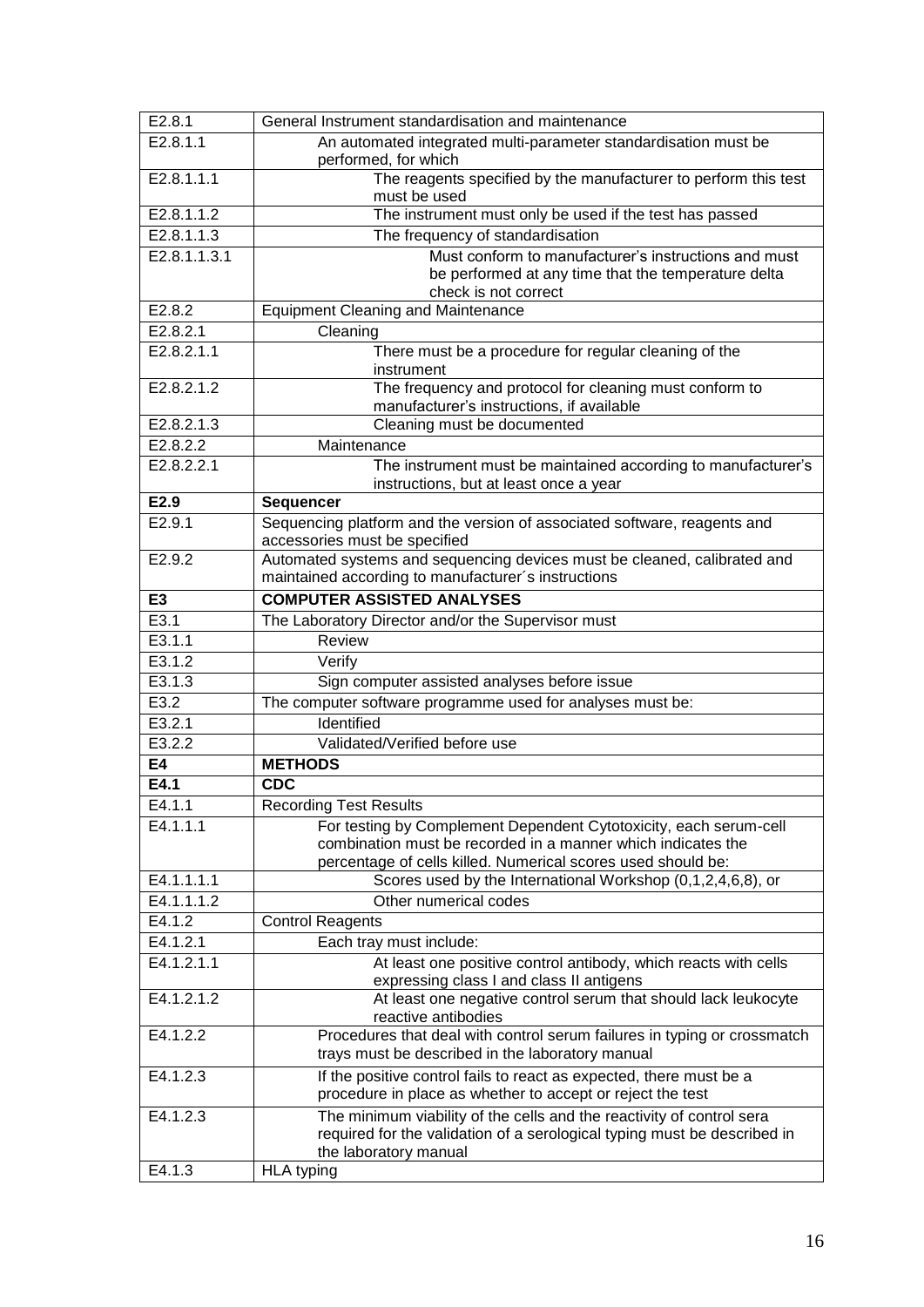| | |
|---|---|
| E2.8.1 | General Instrument standardisation and maintenance |
| E2.8.1.1 | An automated integrated multi-parameter standardisation must be performed, for which |
| E2.8.1.1.1 | The reagents specified by the manufacturer to perform this test must be used |
| E2.8.1.1.2 | The instrument must only be used if the test has passed |
| E2.8.1.1.3 | The frequency of standardisation |
| E2.8.1.1.3.1 | Must conform to manufacturer's instructions and must be performed at any time that the temperature delta check is not correct |
| E2.8.2 | Equipment Cleaning and Maintenance |
| E2.8.2.1 | Cleaning |
| E2.8.2.1.1 | There must be a procedure for regular cleaning of the instrument |
| E2.8.2.1.2 | The frequency and protocol for cleaning must conform to manufacturer's instructions, if available |
| E2.8.2.1.3 | Cleaning must be documented |
| E2.8.2.2 | Maintenance |
| E2.8.2.2.1 | The instrument must be maintained according to manufacturer's instructions, but at least once a year |
| **E2.9** | **Sequencer** |
| E2.9.1 | Sequencing platform and the version of associated software, reagents and accessories must be specified |
| E2.9.2 | Automated systems and sequencing devices must be cleaned, calibrated and maintained according to manufacturer´s instructions |
| **E3** | **COMPUTER ASSISTED ANALYSES** |
| E3.1 | The Laboratory Director and/or the Supervisor must |
| E3.1.1 | Review |
| E3.1.2 | Verify |
| E3.1.3 | Sign computer assisted analyses before issue |
| E3.2 | The computer software programme used for analyses must be: |
| E3.2.1 | Identified |
| E3.2.2 | Validated/Verified before use |
| **E4** | **METHODS** |
| **E4.1** | **CDC** |
| E4.1.1 | Recording Test Results |
| E4.1.1.1 | For testing by Complement Dependent Cytotoxicity, each serum-cell combination must be recorded in a manner which indicates the percentage of cells killed. Numerical scores used should be: |
| E4.1.1.1.1 | Scores used by the International Workshop (0,1,2,4,6,8), or |
| E4.1.1.1.2 | Other numerical codes |
| E4.1.2 | Control Reagents |
| E4.1.2.1 | Each tray must include: |
| E4.1.2.1.1 | At least one positive control antibody, which reacts with cells expressing class I and class II antigens |
| E4.1.2.1.2 | At least one negative control serum that should lack leukocyte reactive antibodies |
| E4.1.2.2 | Procedures that deal with control serum failures in typing or crossmatch trays must be described in the laboratory manual |
| E4.1.2.3 | If the positive control fails to react as expected, there must be a procedure in place as whether to accept or reject the test |
| E4.1.2.3 | The minimum viability of the cells and the reactivity of control sera required for the validation of a serological typing must be described in the laboratory manual |
| E4.1.3 | HLA typing |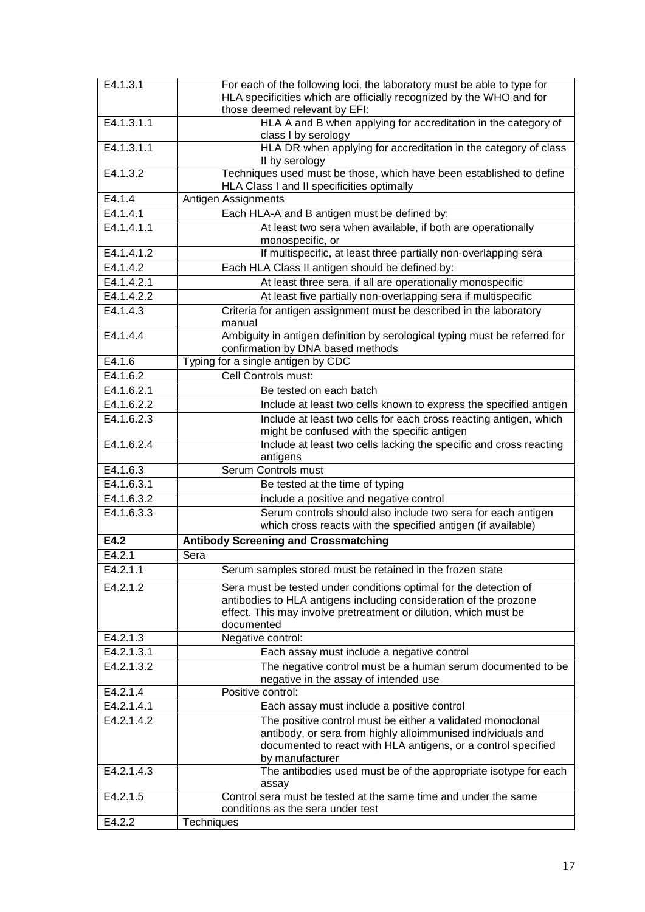| | |
|---|---|
| E4.1.3.1 | For each of the following loci, the laboratory must be able to type for HLA specificities which are officially recognized by the WHO and for those deemed relevant by EFI: |
| E4.1.3.1.1 | HLA A and B when applying for accreditation in the category of class I by serology |
| E4.1.3.1.1 | HLA DR when applying for accreditation in the category of class II by serology |
| E4.1.3.2 | Techniques used must be those, which have been established to define HLA Class I and II specificities optimally |
| E4.1.4 | Antigen Assignments |
| E4.1.4.1 | Each HLA-A and B antigen must be defined by: |
| E4.1.4.1.1 | At least two sera when available, if both are operationally monospecific, or |
| E4.1.4.1.2 | If multispecific, at least three partially non-overlapping sera |
| E4.1.4.2 | Each HLA Class II antigen should be defined by: |
| E4.1.4.2.1 | At least three sera, if all are operationally monospecific |
| E4.1.4.2.2 | At least five partially non-overlapping sera if multispecific |
| E4.1.4.3 | Criteria for antigen assignment must be described in the laboratory manual |
| E4.1.4.4 | Ambiguity in antigen definition by serological typing must be referred for confirmation by DNA based methods |
| E4.1.6 | Typing for a single antigen by CDC |
| E4.1.6.2 | Cell Controls must: |
| E4.1.6.2.1 | Be tested on each batch |
| E4.1.6.2.2 | Include at least two cells known to express the specified antigen |
| E4.1.6.2.3 | Include at least two cells for each cross reacting antigen, which might be confused with the specific antigen |
| E4.1.6.2.4 | Include at least two cells lacking the specific and cross reacting antigens |
| E4.1.6.3 | Serum Controls must |
| E4.1.6.3.1 | Be tested at the time of typing |
| E4.1.6.3.2 | include a positive and negative control |
| E4.1.6.3.3 | Serum controls should also include two sera for each antigen which cross reacts with the specified antigen (if available) |
| **E4.2** | **Antibody Screening and Crossmatching** |
| E4.2.1 | Sera |
| E4.2.1.1 | Serum samples stored must be retained in the frozen state |
| E4.2.1.2 | Sera must be tested under conditions optimal for the detection of antibodies to HLA antigens including consideration of the prozone effect. This may involve pretreatment or dilution, which must be documented |
| E4.2.1.3 | Negative control: |
| E4.2.1.3.1 | Each assay must include a negative control |
| E4.2.1.3.2 | The negative control must be a human serum documented to be negative in the assay of intended use |
| E4.2.1.4 | Positive control: |
| E4.2.1.4.1 | Each assay must include a positive control |
| E4.2.1.4.2 | The positive control must be either a validated monoclonal antibody, or sera from highly alloimmunised individuals and documented to react with HLA antigens, or a control specified by manufacturer |
| E4.2.1.4.3 | The antibodies used must be of the appropriate isotype for each assay |
| E4.2.1.5 | Control sera must be tested at the same time and under the same conditions as the sera under test |
| E4.2.2 | Techniques |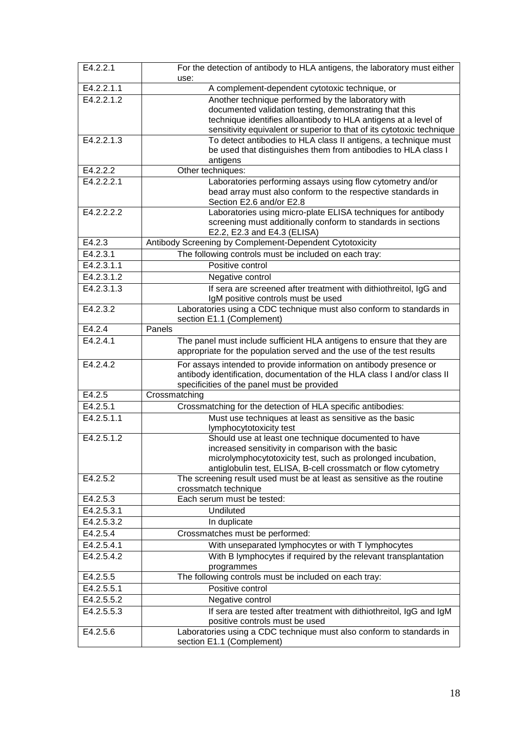| | |
|---|---|
| E4.2.2.1 | For the detection of antibody to HLA antigens, the laboratory must either use: |
| E4.2.2.1.1 | A complement-dependent cytotoxic technique, or |
| E4.2.2.1.2 | Another technique performed by the laboratory with documented validation testing, demonstrating that this technique identifies alloantibody to HLA antigens at a level of sensitivity equivalent or superior to that of its cytotoxic technique |
| E4.2.2.1.3 | To detect antibodies to HLA class II antigens, a technique must be used that distinguishes them from antibodies to HLA class I antigens |
| E4.2.2.2 | Other techniques: |
| E4.2.2.2.1 | Laboratories performing assays using flow cytometry and/or bead array must also conform to the respective standards in Section E2.6 and/or E2.8 |
| E4.2.2.2.2 | Laboratories using micro-plate ELISA techniques for antibody screening must additionally conform to standards in sections E2.2, E2.3 and E4.3 (ELISA) |
| E4.2.3 | Antibody Screening by Complement-Dependent Cytotoxicity |
| E4.2.3.1 | The following controls must be included on each tray: |
| E4.2.3.1.1 | Positive control |
| E4.2.3.1.2 | Negative control |
| E4.2.3.1.3 | If sera are screened after treatment with dithiothreitol, IgG and IgM positive controls must be used |
| E4.2.3.2 | Laboratories using a CDC technique must also conform to standards in section E1.1 (Complement) |
| E4.2.4 | Panels |
| E4.2.4.1 | The panel must include sufficient HLA antigens to ensure that they are appropriate for the population served and the use of the test results |
| E4.2.4.2 | For assays intended to provide information on antibody presence or antibody identification, documentation of the HLA class I and/or class II specificities of the panel must be provided |
| E4.2.5 | Crossmatching |
| E4.2.5.1 | Crossmatching for the detection of HLA specific antibodies: |
| E4.2.5.1.1 | Must use techniques at least as sensitive as the basic lymphocytotoxicity test |
| E4.2.5.1.2 | Should use at least one technique documented to have increased sensitivity in comparison with the basic microlymphocytotoxicity test, such as prolonged incubation, antiglobulin test, ELISA, B-cell crossmatch or flow cytometry |
| E4.2.5.2 | The screening result used must be at least as sensitive as the routine crossmatch technique |
| E4.2.5.3 | Each serum must be tested: |
| E4.2.5.3.1 | Undiluted |
| E4.2.5.3.2 | In duplicate |
| E4.2.5.4 | Crossmatches must be performed: |
| E4.2.5.4.1 | With unseparated lymphocytes or with T lymphocytes |
| E4.2.5.4.2 | With B lymphocytes if required by the relevant transplantation programmes |
| E4.2.5.5 | The following controls must be included on each tray: |
| E4.2.5.5.1 | Positive control |
| E4.2.5.5.2 | Negative control |
| E4.2.5.5.3 | If sera are tested after treatment with dithiothreitol, IgG and IgM positive controls must be used |
| E4.2.5.6 | Laboratories using a CDC technique must also conform to standards in section E1.1 (Complement) |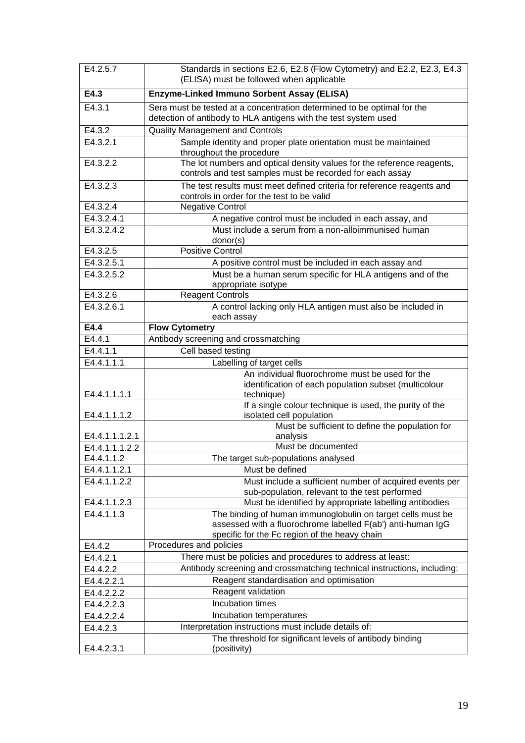| | |
|---|---|
| E4.2.5.7 | Standards in sections E2.6, E2.8 (Flow Cytometry) and E2.2, E2.3, E4.3 (ELISA) must be followed when applicable |
| **E4.3** | **Enzyme-Linked Immuno Sorbent Assay (ELISA)** |
| E4.3.1 | Sera must be tested at a concentration determined to be optimal for the detection of antibody to HLA antigens with the test system used |
| E4.3.2 | Quality Management and Controls |
| E4.3.2.1 | Sample identity and proper plate orientation must be maintained throughout the procedure |
| E4.3.2.2 | The lot numbers and optical density values for the reference reagents, controls and test samples must be recorded for each assay |
| E4.3.2.3 | The test results must meet defined criteria for reference reagents and controls in order for the test to be valid |
| E4.3.2.4 | Negative Control |
| E4.3.2.4.1 | A negative control must be included in each assay, and |
| E4.3.2.4.2 | Must include a serum from a non-alloimmunised human donor(s) |
| E4.3.2.5 | Positive Control |
| E4.3.2.5.1 | A positive control must be included in each assay and |
| E4.3.2.5.2 | Must be a human serum specific for HLA antigens and of the appropriate isotype |
| E4.3.2.6 | Reagent Controls |
| E4.3.2.6.1 | A control lacking only HLA antigen must also be included in each assay |
| **E4.4** | **Flow Cytometry** |
| E4.4.1 | Antibody screening and crossmatching |
| E4.4.1.1 | Cell based testing |
| E4.4.1.1.1 | Labelling of target cells |
| E4.4.1.1.1.1 | An individual fluorochrome must be used for the identification of each population subset (multicolour technique) |
| E4.4.1.1.1.2 | If a single colour technique is used, the purity of the isolated cell population |
| E4.4.1.1.1.2.1 | Must be sufficient to define the population for analysis |
| E4.4.1.1.1.2.2 | Must be documented |
| E4.4.1.1.2 | The target sub-populations analysed |
| E4.4.1.1.2.1 | Must be defined |
| E4.4.1.1.2.2 | Must include a sufficient number of acquired events per sub-population, relevant to the test performed |
| E4.4.1.1.2.3 | Must be identified by appropriate labelling antibodies |
| E4.4.1.1.3 | The binding of human immunoglobulin on target cells must be assessed with a fluorochrome labelled F(ab') anti-human IgG specific for the Fc region of the heavy chain |
| E4.4.2 | Procedures and policies |
| E4.4.2.1 | There must be policies and procedures to address at least: |
| E4.4.2.2 | Antibody screening and crossmatching technical instructions, including: |
| E4.4.2.2.1 | Reagent standardisation and optimisation |
| E4.4.2.2.2 | Reagent validation |
| E4.4.2.2.3 | Incubation times |
| E4.4.2.2.4 | Incubation temperatures |
| E4.4.2.3 | Interpretation instructions must include details of: |
| E4.4.2.3.1 | The threshold for significant levels of antibody binding (positivity) |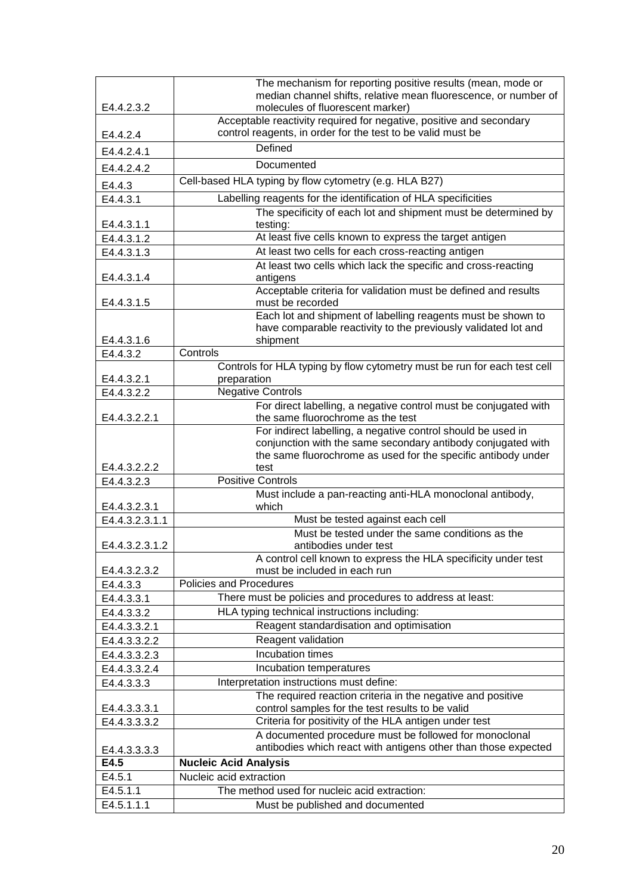| | |
|---|---|
| E4.4.2.3.2 | The mechanism for reporting positive results (mean, mode or median channel shifts, relative mean fluorescence, or number of molecules of fluorescent marker) |
| E4.4.2.4 | Acceptable reactivity required for negative, positive and secondary control reagents, in order for the test to be valid must be |
| E4.4.2.4.1 | Defined |
| E4.4.2.4.2 | Documented |
| E4.4.3 | Cell-based HLA typing by flow cytometry (e.g. HLA B27) |
| E4.4.3.1 | Labelling reagents for the identification of HLA specificities |
| E4.4.3.1.1 | The specificity of each lot and shipment must be determined by testing: |
| E4.4.3.1.2 | At least five cells known to express the target antigen |
| E4.4.3.1.3 | At least two cells for each cross-reacting antigen |
| E4.4.3.1.4 | At least two cells which lack the specific and cross-reacting antigens |
| E4.4.3.1.5 | Acceptable criteria for validation must be defined and results must be recorded |
| E4.4.3.1.6 | Each lot and shipment of labelling reagents must be shown to have comparable reactivity to the previously validated lot and shipment |
| E4.4.3.2 | Controls |
| E4.4.3.2.1 | Controls for HLA typing by flow cytometry must be run for each test cell preparation |
| E4.4.3.2.2 | Negative Controls |
| E4.4.3.2.2.1 | For direct labelling, a negative control must be conjugated with the same fluorochrome as the test |
| E4.4.3.2.2.2 | For indirect labelling, a negative control should be used in conjunction with the same secondary antibody conjugated with the same fluorochrome as used for the specific antibody under test |
| E4.4.3.2.3 | Positive Controls |
| E4.4.3.2.3.1 | Must include a pan-reacting anti-HLA monoclonal antibody, which |
| E4.4.3.2.3.1.1 | Must be tested against each cell |
| E4.4.3.2.3.1.2 | Must be tested under the same conditions as the antibodies under test |
| E4.4.3.2.3.2 | A control cell known to express the HLA specificity under test must be included in each run |
| E4.4.3.3 | Policies and Procedures |
| E4.4.3.3.1 | There must be policies and procedures to address at least: |
| E4.4.3.3.2 | HLA typing technical instructions including: |
| E4.4.3.3.2.1 | Reagent standardisation and optimisation |
| E4.4.3.3.2.2 | Reagent validation |
| E4.4.3.3.2.3 | Incubation times |
| E4.4.3.3.2.4 | Incubation temperatures |
| E4.4.3.3.3 | Interpretation instructions must define: |
| E4.4.3.3.3.1 | The required reaction criteria in the negative and positive control samples for the test results to be valid |
| E4.4.3.3.3.2 | Criteria for positivity of the HLA antigen under test |
| E4.4.3.3.3.3 | A documented procedure must be followed for monoclonal antibodies which react with antigens other than those expected |
| **E4.5** | **Nucleic Acid Analysis** |
| E4.5.1 | Nucleic acid extraction |
| E4.5.1.1 | The method used for nucleic acid extraction: |
| E4.5.1.1.1 | Must be published and documented |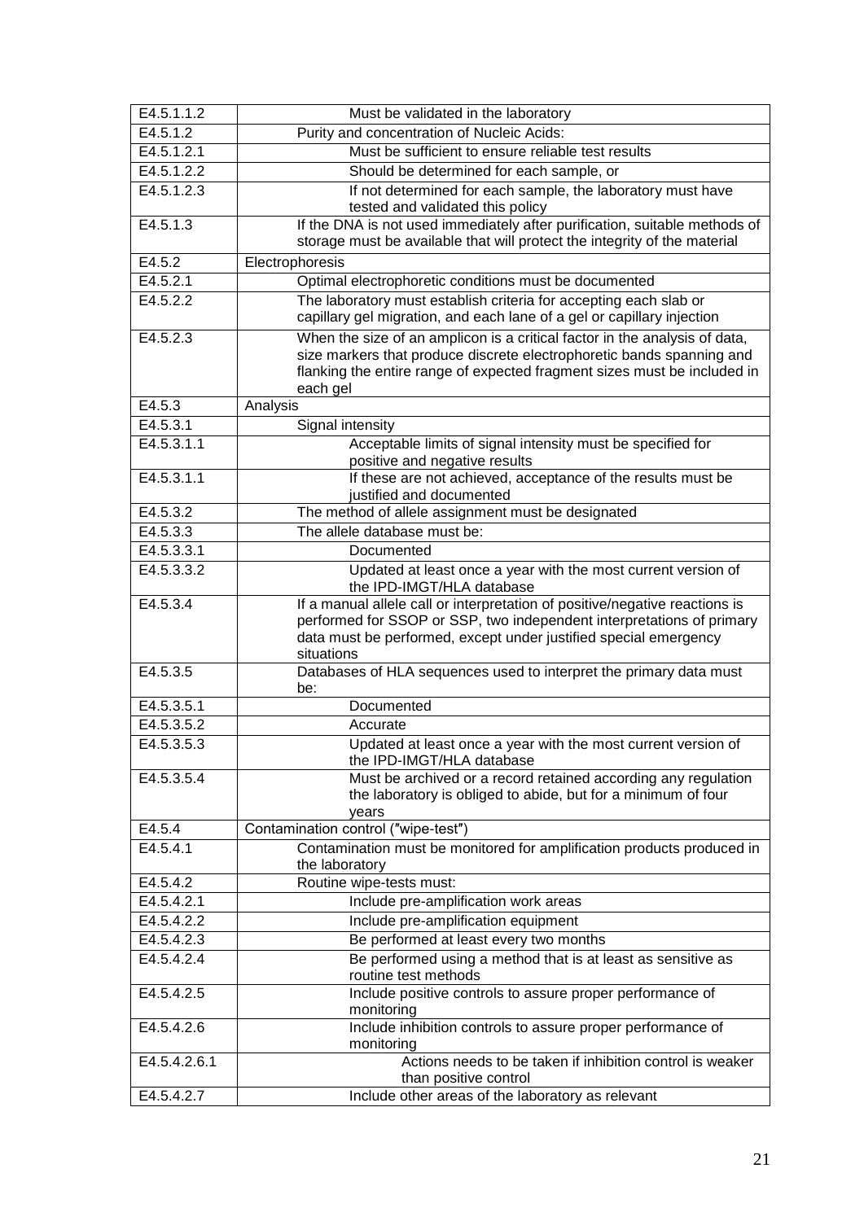| | |
|---|---|
| E4.5.1.1.2 | Must be validated in the laboratory |
| E4.5.1.2 | Purity and concentration of Nucleic Acids: |
| E4.5.1.2.1 | Must be sufficient to ensure reliable test results |
| E4.5.1.2.2 | Should be determined for each sample, or |
| E4.5.1.2.3 | If not determined for each sample, the laboratory must have tested and validated this policy |
| E4.5.1.3 | If the DNA is not used immediately after purification, suitable methods of storage must be available that will protect the integrity of the material |
| E4.5.2 | Electrophoresis |
| E4.5.2.1 | Optimal electrophoretic conditions must be documented |
| E4.5.2.2 | The laboratory must establish criteria for accepting each slab or capillary gel migration, and each lane of a gel or capillary injection |
| E4.5.2.3 | When the size of an amplicon is a critical factor in the analysis of data, size markers that produce discrete electrophoretic bands spanning and flanking the entire range of expected fragment sizes must be included in each gel |
| E4.5.3 | Analysis |
| E4.5.3.1 | Signal intensity |
| E4.5.3.1.1 | Acceptable limits of signal intensity must be specified for positive and negative results |
| E4.5.3.1.1 | If these are not achieved, acceptance of the results must be justified and documented |
| E4.5.3.2 | The method of allele assignment must be designated |
| E4.5.3.3 | The allele database must be: |
| E4.5.3.3.1 | Documented |
| E4.5.3.3.2 | Updated at least once a year with the most current version of the IPD-IMGT/HLA database |
| E4.5.3.4 | If a manual allele call or interpretation of positive/negative reactions is performed for SSOP or SSP, two independent interpretations of primary data must be performed, except under justified special emergency situations |
| E4.5.3.5 | Databases of HLA sequences used to interpret the primary data must be: |
| E4.5.3.5.1 | Documented |
| E4.5.3.5.2 | Accurate |
| E4.5.3.5.3 | Updated at least once a year with the most current version of the IPD-IMGT/HLA database |
| E4.5.3.5.4 | Must be archived or a record retained according any regulation the laboratory is obliged to abide, but for a minimum of four years |
| E4.5.4 | Contamination control ("wipe-test") |
| E4.5.4.1 | Contamination must be monitored for amplification products produced in the laboratory |
| E4.5.4.2 | Routine wipe-tests must: |
| E4.5.4.2.1 | Include pre-amplification work areas |
| E4.5.4.2.2 | Include pre-amplification equipment |
| E4.5.4.2.3 | Be performed at least every two months |
| E4.5.4.2.4 | Be performed using a method that is at least as sensitive as routine test methods |
| E4.5.4.2.5 | Include positive controls to assure proper performance of monitoring |
| E4.5.4.2.6 | Include inhibition controls to assure proper performance of monitoring |
| E4.5.4.2.6.1 | Actions needs to be taken if inhibition control is weaker than positive control |
| E4.5.4.2.7 | Include other areas of the laboratory as relevant |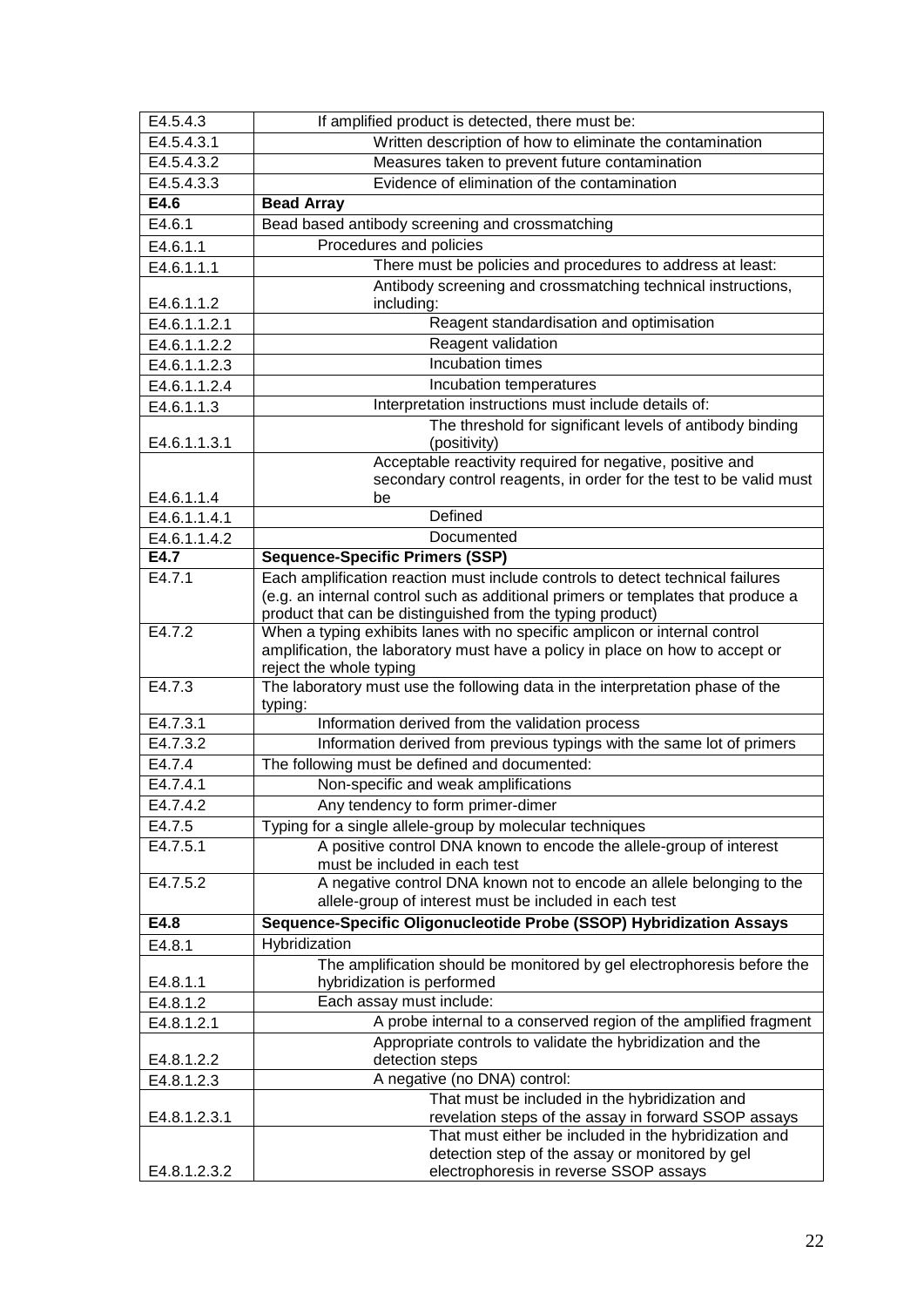| | |
|---|---|
| E4.5.4.3 | If amplified product is detected, there must be: |
| E4.5.4.3.1 | Written description of how to eliminate the contamination |
| E4.5.4.3.2 | Measures taken to prevent future contamination |
| E4.5.4.3.3 | Evidence of elimination of the contamination |
| **E4.6** | **Bead Array** |
| E4.6.1 | Bead based antibody screening and crossmatching |
| E4.6.1.1 | Procedures and policies |
| E4.6.1.1.1 | There must be policies and procedures to address at least: |
| E4.6.1.1.2 | Antibody screening and crossmatching technical instructions, including: |
| E4.6.1.1.2.1 | Reagent standardisation and optimisation |
| E4.6.1.1.2.2 | Reagent validation |
| E4.6.1.1.2.3 | Incubation times |
| E4.6.1.1.2.4 | Incubation temperatures |
| E4.6.1.1.3 | Interpretation instructions must include details of: |
| E4.6.1.1.3.1 | The threshold for significant levels of antibody binding (positivity) |
| E4.6.1.1.4 | Acceptable reactivity required for negative, positive and secondary control reagents, in order for the test to be valid must be |
| E4.6.1.1.4.1 | Defined |
| E4.6.1.1.4.2 | Documented |
| **E4.7** | **Sequence-Specific Primers (SSP)** |
| E4.7.1 | Each amplification reaction must include controls to detect technical failures (e.g. an internal control such as additional primers or templates that produce a product that can be distinguished from the typing product) |
| E4.7.2 | When a typing exhibits lanes with no specific amplicon or internal control amplification, the laboratory must have a policy in place on how to accept or reject the whole typing |
| E4.7.3 | The laboratory must use the following data in the interpretation phase of the typing: |
| E4.7.3.1 | Information derived from the validation process |
| E4.7.3.2 | Information derived from previous typings with the same lot of primers |
| E4.7.4 | The following must be defined and documented: |
| E4.7.4.1 | Non-specific and weak amplifications |
| E4.7.4.2 | Any tendency to form primer-dimer |
| E4.7.5 | Typing for a single allele-group by molecular techniques |
| E4.7.5.1 | A positive control DNA known to encode the allele-group of interest must be included in each test |
| E4.7.5.2 | A negative control DNA known not to encode an allele belonging to the allele-group of interest must be included in each test |
| **E4.8** | **Sequence-Specific Oligonucleotide Probe (SSOP) Hybridization Assays** |
| E4.8.1 | Hybridization |
| E4.8.1.1 | The amplification should be monitored by gel electrophoresis before the hybridization is performed |
| E4.8.1.2 | Each assay must include: |
| E4.8.1.2.1 | A probe internal to a conserved region of the amplified fragment |
| E4.8.1.2.2 | Appropriate controls to validate the hybridization and the detection steps |
| E4.8.1.2.3 | A negative (no DNA) control: |
| E4.8.1.2.3.1 | That must be included in the hybridization and revelation steps of the assay in forward SSOP assays |
| E4.8.1.2.3.2 | That must either be included in the hybridization and detection step of the assay or monitored by gel electrophoresis in reverse SSOP assays |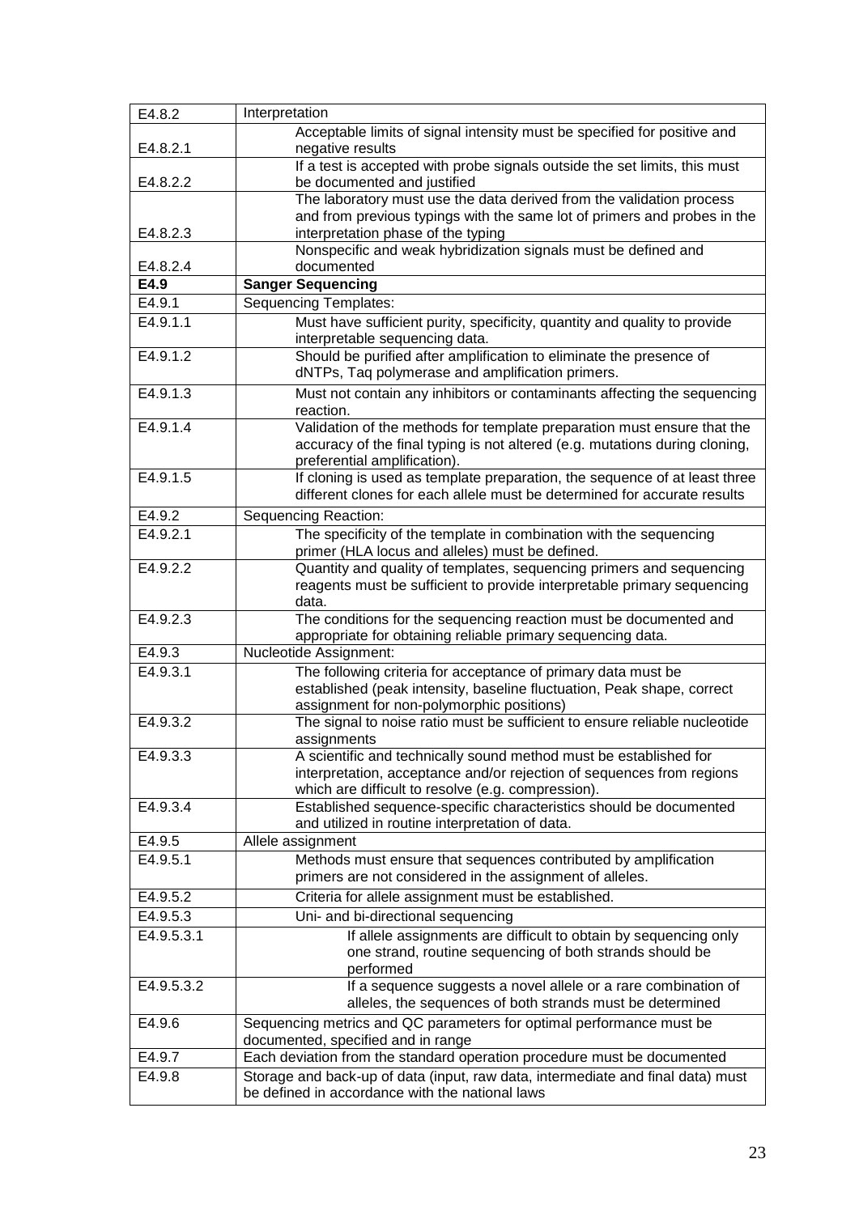| | |
|---|---|
| E4.8.2 | Interpretation |
| E4.8.2.1 | Acceptable limits of signal intensity must be specified for positive and negative results |
| E4.8.2.2 | If a test is accepted with probe signals outside the set limits, this must be documented and justified |
| E4.8.2.3 | The laboratory must use the data derived from the validation process and from previous typings with the same lot of primers and probes in the interpretation phase of the typing |
| E4.8.2.4 | Nonspecific and weak hybridization signals must be defined and documented |
| **E4.9** | **Sanger Sequencing** |
| E4.9.1 | Sequencing Templates: |
| E4.9.1.1 | Must have sufficient purity, specificity, quantity and quality to provide interpretable sequencing data. |
| E4.9.1.2 | Should be purified after amplification to eliminate the presence of dNTPs, Taq polymerase and amplification primers. |
| E4.9.1.3 | Must not contain any inhibitors or contaminants affecting the sequencing reaction. |
| E4.9.1.4 | Validation of the methods for template preparation must ensure that the accuracy of the final typing is not altered (e.g. mutations during cloning, preferential amplification). |
| E4.9.1.5 | If cloning is used as template preparation, the sequence of at least three different clones for each allele must be determined for accurate results |
| E4.9.2 | Sequencing Reaction: |
| E4.9.2.1 | The specificity of the template in combination with the sequencing primer (HLA locus and alleles) must be defined. |
| E4.9.2.2 | Quantity and quality of templates, sequencing primers and sequencing reagents must be sufficient to provide interpretable primary sequencing data. |
| E4.9.2.3 | The conditions for the sequencing reaction must be documented and appropriate for obtaining reliable primary sequencing data. |
| E4.9.3 | Nucleotide Assignment: |
| E4.9.3.1 | The following criteria for acceptance of primary data must be established (peak intensity, baseline fluctuation, Peak shape, correct assignment for non-polymorphic positions) |
| E4.9.3.2 | The signal to noise ratio must be sufficient to ensure reliable nucleotide assignments |
| E4.9.3.3 | A scientific and technically sound method must be established for interpretation, acceptance and/or rejection of sequences from regions which are difficult to resolve (e.g. compression). |
| E4.9.3.4 | Established sequence-specific characteristics should be documented and utilized in routine interpretation of data. |
| E4.9.5 | Allele assignment |
| E4.9.5.1 | Methods must ensure that sequences contributed by amplification primers are not considered in the assignment of alleles. |
| E4.9.5.2 | Criteria for allele assignment must be established. |
| E4.9.5.3 | Uni- and bi-directional sequencing |
| E4.9.5.3.1 | If allele assignments are difficult to obtain by sequencing only one strand, routine sequencing of both strands should be performed |
| E4.9.5.3.2 | If a sequence suggests a novel allele or a rare combination of alleles, the sequences of both strands must be determined |
| E4.9.6 | Sequencing metrics and QC parameters for optimal performance must be documented, specified and in range |
| E4.9.7 | Each deviation from the standard operation procedure must be documented |
| E4.9.8 | Storage and back-up of data (input, raw data, intermediate and final data) must be defined in accordance with the national laws |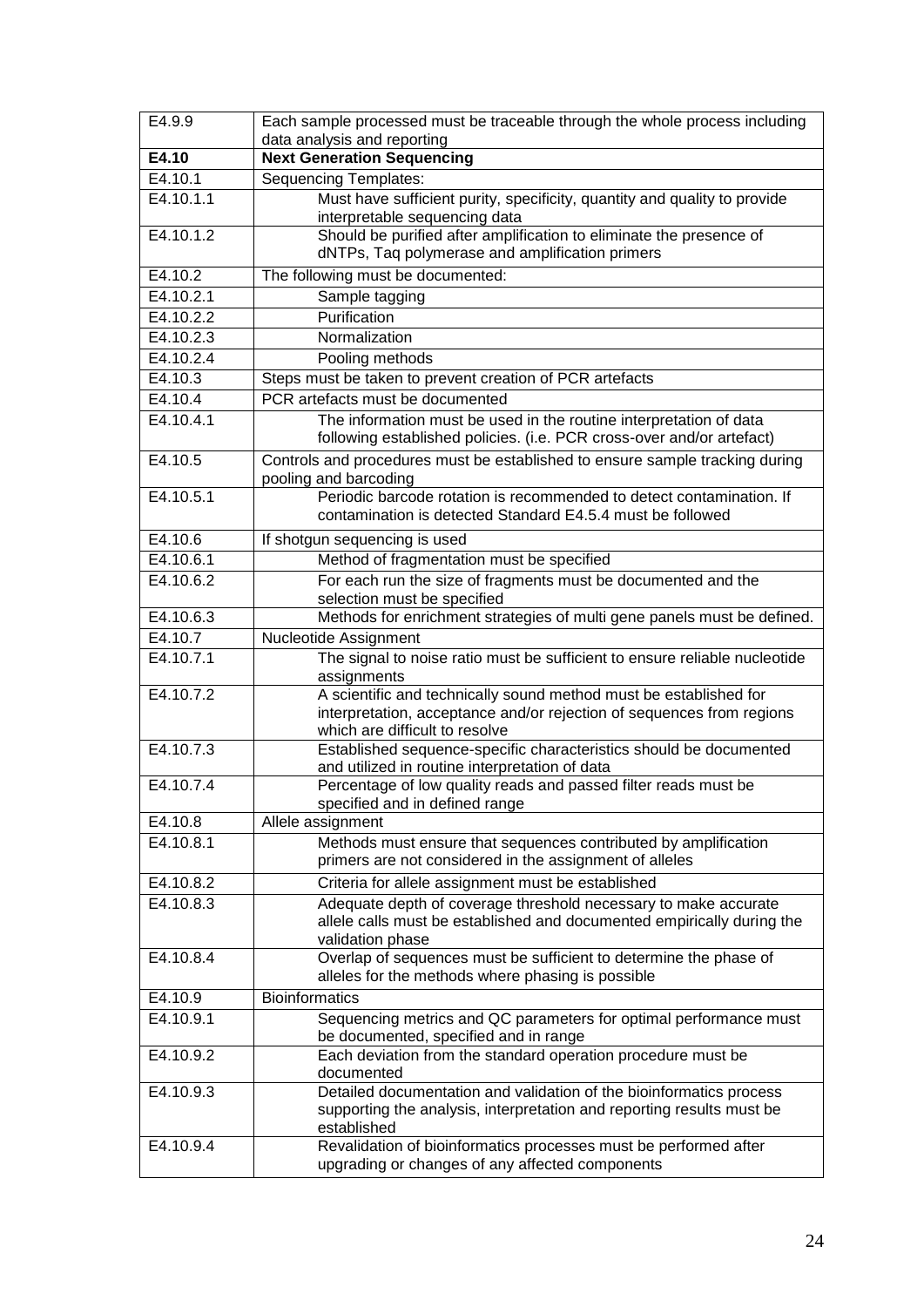| E4.9.9 | Each sample processed must be traceable through the whole process including data analysis and reporting |
|---|---|
| **E4.10** | **Next Generation Sequencing** |
| E4.10.1 | Sequencing Templates: |
| E4.10.1.1 | Must have sufficient purity, specificity, quantity and quality to provide interpretable sequencing data |
| E4.10.1.2 | Should be purified after amplification to eliminate the presence of dNTPs, Taq polymerase and amplification primers |
| E4.10.2 | The following must be documented: |
| E4.10.2.1 | Sample tagging |
| E4.10.2.2 | Purification |
| E4.10.2.3 | Normalization |
| E4.10.2.4 | Pooling methods |
| E4.10.3 | Steps must be taken to prevent creation of PCR artefacts |
| E4.10.4 | PCR artefacts must be documented |
| E4.10.4.1 | The information must be used in the routine interpretation of data following established policies. (i.e. PCR cross-over and/or artefact) |
| E4.10.5 | Controls and procedures must be established to ensure sample tracking during pooling and barcoding |
| E4.10.5.1 | Periodic barcode rotation is recommended to detect contamination. If contamination is detected Standard E4.5.4 must be followed |
| E4.10.6 | If shotgun sequencing is used |
| E4.10.6.1 | Method of fragmentation must be specified |
| E4.10.6.2 | For each run the size of fragments must be documented and the selection must be specified |
| E4.10.6.3 | Methods for enrichment strategies of multi gene panels must be defined. |
| E4.10.7 | Nucleotide Assignment |
| E4.10.7.1 | The signal to noise ratio must be sufficient to ensure reliable nucleotide assignments |
| E4.10.7.2 | A scientific and technically sound method must be established for interpretation, acceptance and/or rejection of sequences from regions which are difficult to resolve |
| E4.10.7.3 | Established sequence-specific characteristics should be documented and utilized in routine interpretation of data |
| E4.10.7.4 | Percentage of low quality reads and passed filter reads must be specified and in defined range |
| E4.10.8 | Allele assignment |
| E4.10.8.1 | Methods must ensure that sequences contributed by amplification primers are not considered in the assignment of alleles |
| E4.10.8.2 | Criteria for allele assignment must be established |
| E4.10.8.3 | Adequate depth of coverage threshold necessary to make accurate allele calls must be established and documented empirically during the validation phase |
| E4.10.8.4 | Overlap of sequences must be sufficient to determine the phase of alleles for the methods where phasing is possible |
| E4.10.9 | Bioinformatics |
| E4.10.9.1 | Sequencing metrics and QC parameters for optimal performance must be documented, specified and in range |
| E4.10.9.2 | Each deviation from the standard operation procedure must be documented |
| E4.10.9.3 | Detailed documentation and validation of the bioinformatics process supporting the analysis, interpretation and reporting results must be established |
| E4.10.9.4 | Revalidation of bioinformatics processes must be performed after upgrading or changes of any affected components |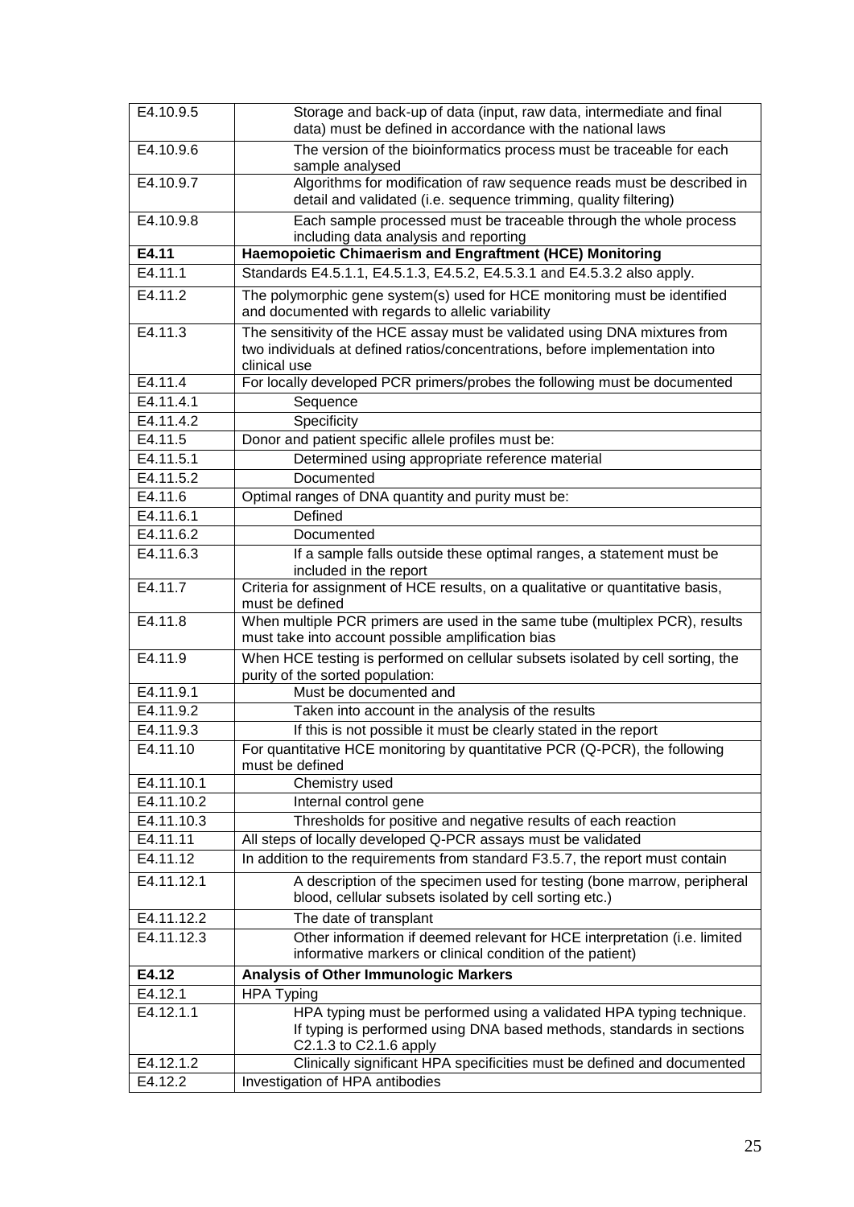| | |
|---|---|
| E4.10.9.5 | Storage and back-up of data (input, raw data, intermediate and final data) must be defined in accordance with the national laws |
| E4.10.9.6 | The version of the bioinformatics process must be traceable for each sample analysed |
| E4.10.9.7 | Algorithms for modification of raw sequence reads must be described in detail and validated (i.e. sequence trimming, quality filtering) |
| E4.10.9.8 | Each sample processed must be traceable through the whole process including data analysis and reporting |
| **E4.11** | **Haemopoietic Chimaerism and Engraftment (HCE) Monitoring** |
| E4.11.1 | Standards E4.5.1.1, E4.5.1.3, E4.5.2, E4.5.3.1 and E4.5.3.2 also apply. |
| E4.11.2 | The polymorphic gene system(s) used for HCE monitoring must be identified and documented with regards to allelic variability |
| E4.11.3 | The sensitivity of the HCE assay must be validated using DNA mixtures from two individuals at defined ratios/concentrations, before implementation into clinical use |
| E4.11.4 | For locally developed PCR primers/probes the following must be documented |
| E4.11.4.1 | Sequence |
| E4.11.4.2 | Specificity |
| E4.11.5 | Donor and patient specific allele profiles must be: |
| E4.11.5.1 | Determined using appropriate reference material |
| E4.11.5.2 | Documented |
| E4.11.6 | Optimal ranges of DNA quantity and purity must be: |
| E4.11.6.1 | Defined |
| E4.11.6.2 | Documented |
| E4.11.6.3 | If a sample falls outside these optimal ranges, a statement must be included in the report |
| E4.11.7 | Criteria for assignment of HCE results, on a qualitative or quantitative basis, must be defined |
| E4.11.8 | When multiple PCR primers are used in the same tube (multiplex PCR), results must take into account possible amplification bias |
| E4.11.9 | When HCE testing is performed on cellular subsets isolated by cell sorting, the purity of the sorted population: |
| E4.11.9.1 | Must be documented and |
| E4.11.9.2 | Taken into account in the analysis of the results |
| E4.11.9.3 | If this is not possible it must be clearly stated in the report |
| E4.11.10 | For quantitative HCE monitoring by quantitative PCR (Q-PCR), the following must be defined |
| E4.11.10.1 | Chemistry used |
| E4.11.10.2 | Internal control gene |
| E4.11.10.3 | Thresholds for positive and negative results of each reaction |
| E4.11.11 | All steps of locally developed Q-PCR assays must be validated |
| E4.11.12 | In addition to the requirements from standard F3.5.7, the report must contain |
| E4.11.12.1 | A description of the specimen used for testing (bone marrow, peripheral blood, cellular subsets isolated by cell sorting etc.) |
| E4.11.12.2 | The date of transplant |
| E4.11.12.3 | Other information if deemed relevant for HCE interpretation (i.e. limited informative markers or clinical condition of the patient) |
| **E4.12** | **Analysis of Other Immunologic Markers** |
| E4.12.1 | HPA Typing |
| E4.12.1.1 | HPA typing must be performed using a validated HPA typing technique. If typing is performed using DNA based methods, standards in sections C2.1.3 to C2.1.6 apply |
| E4.12.1.2 | Clinically significant HPA specificities must be defined and documented |
| E4.12.2 | Investigation of HPA antibodies |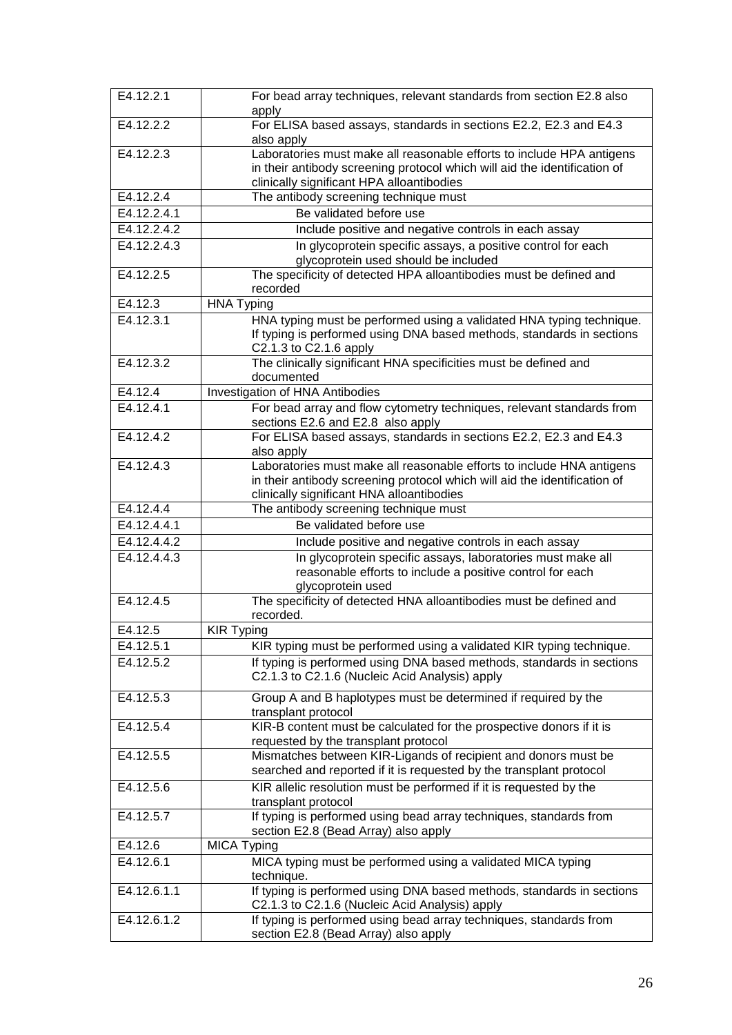| | |
|---|---|
| E4.12.2.1 | For bead array techniques, relevant standards from section E2.8 also apply |
| E4.12.2.2 | For ELISA based assays, standards in sections E2.2, E2.3 and E4.3 also apply |
| E4.12.2.3 | Laboratories must make all reasonable efforts to include HPA antigens in their antibody screening protocol which will aid the identification of clinically significant HPA alloantibodies |
| E4.12.2.4 | The antibody screening technique must |
| E4.12.2.4.1 | Be validated before use |
| E4.12.2.4.2 | Include positive and negative controls in each assay |
| E4.12.2.4.3 | In glycoprotein specific assays, a positive control for each glycoprotein used should be included |
| E4.12.2.5 | The specificity of detected HPA alloantibodies must be defined and recorded |
| E4.12.3 | HNA Typing |
| E4.12.3.1 | HNA typing must be performed using a validated HNA typing technique. If typing is performed using DNA based methods, standards in sections C2.1.3 to C2.1.6 apply |
| E4.12.3.2 | The clinically significant HNA specificities must be defined and documented |
| E4.12.4 | Investigation of HNA Antibodies |
| E4.12.4.1 | For bead array and flow cytometry techniques, relevant standards from sections E2.6 and E2.8 also apply |
| E4.12.4.2 | For ELISA based assays, standards in sections E2.2, E2.3 and E4.3 also apply |
| E4.12.4.3 | Laboratories must make all reasonable efforts to include HNA antigens in their antibody screening protocol which will aid the identification of clinically significant HNA alloantibodies |
| E4.12.4.4 | The antibody screening technique must |
| E4.12.4.4.1 | Be validated before use |
| E4.12.4.4.2 | Include positive and negative controls in each assay |
| E4.12.4.4.3 | In glycoprotein specific assays, laboratories must make all reasonable efforts to include a positive control for each glycoprotein used |
| E4.12.4.5 | The specificity of detected HNA alloantibodies must be defined and recorded. |
| E4.12.5 | KIR Typing |
| E4.12.5.1 | KIR typing must be performed using a validated KIR typing technique. |
| E4.12.5.2 | If typing is performed using DNA based methods, standards in sections C2.1.3 to C2.1.6 (Nucleic Acid Analysis) apply |
| E4.12.5.3 | Group A and B haplotypes must be determined if required by the transplant protocol |
| E4.12.5.4 | KIR-B content must be calculated for the prospective donors if it is requested by the transplant protocol |
| E4.12.5.5 | Mismatches between KIR-Ligands of recipient and donors must be searched and reported if it is requested by the transplant protocol |
| E4.12.5.6 | KIR allelic resolution must be performed if it is requested by the transplant protocol |
| E4.12.5.7 | If typing is performed using bead array techniques, standards from section E2.8 (Bead Array) also apply |
| E4.12.6 | MICA Typing |
| E4.12.6.1 | MICA typing must be performed using a validated MICA typing technique. |
| E4.12.6.1.1 | If typing is performed using DNA based methods, standards in sections C2.1.3 to C2.1.6 (Nucleic Acid Analysis) apply |
| E4.12.6.1.2 | If typing is performed using bead array techniques, standards from section E2.8 (Bead Array) also apply |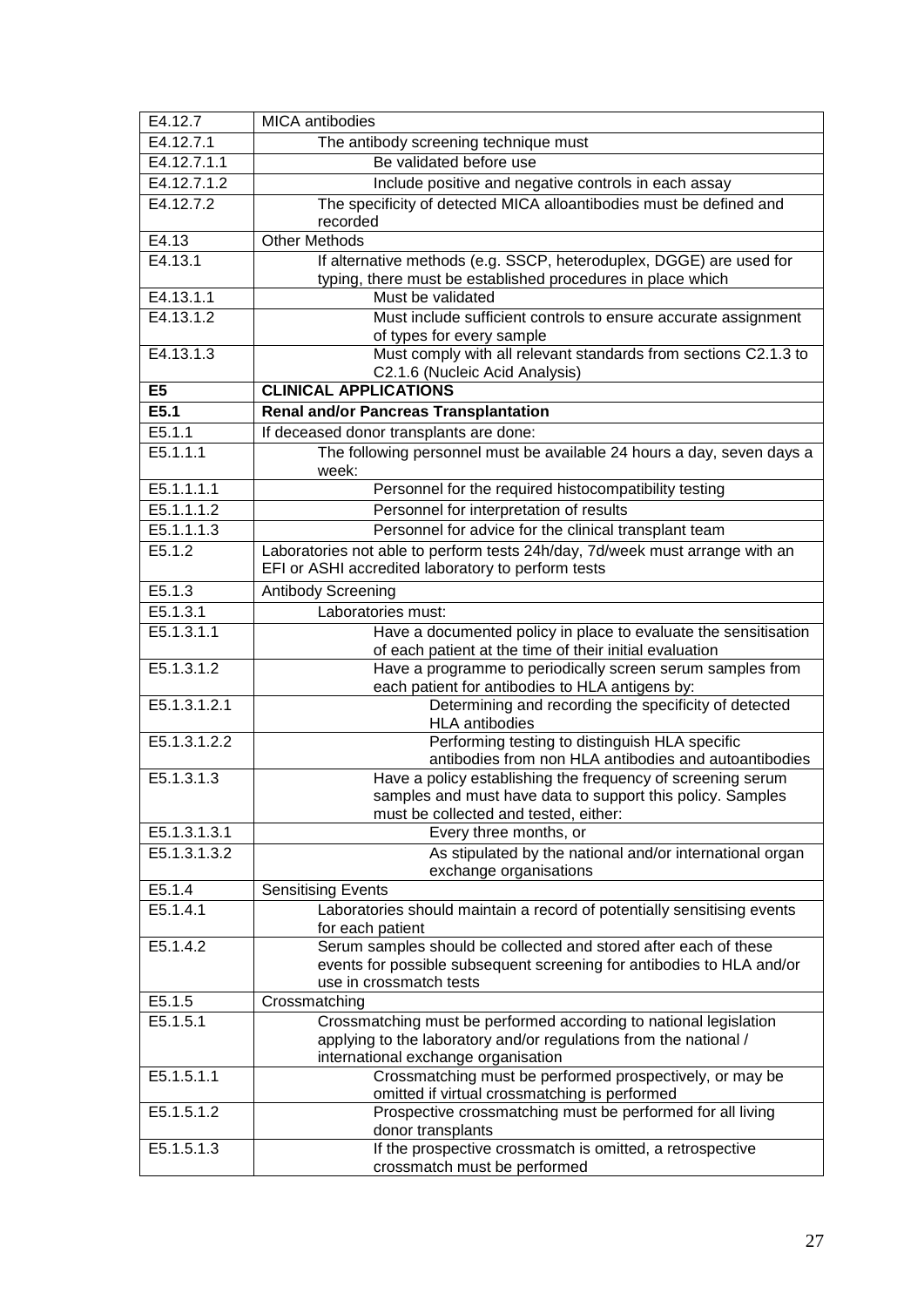| E4.12.7 | MICA antibodies |
|---|---|
| E4.12.7.1 | The antibody screening technique must |
| E4.12.7.1.1 | Be validated before use |
| E4.12.7.1.2 | Include positive and negative controls in each assay |
| E4.12.7.2 | The specificity of detected MICA alloantibodies must be defined and recorded |
| E4.13 | Other Methods |
| E4.13.1 | If alternative methods (e.g. SSCP, heteroduplex, DGGE) are used for typing, there must be established procedures in place which |
| E4.13.1.1 | Must be validated |
| E4.13.1.2 | Must include sufficient controls to ensure accurate assignment of types for every sample |
| E4.13.1.3 | Must comply with all relevant standards from sections C2.1.3 to C2.1.6 (Nucleic Acid Analysis) |
| **E5** | **CLINICAL APPLICATIONS** |
| **E5.1** | **Renal and/or Pancreas Transplantation** |
| E5.1.1 | If deceased donor transplants are done: |
| E5.1.1.1 | The following personnel must be available 24 hours a day, seven days a week: |
| E5.1.1.1.1 | Personnel for the required histocompatibility testing |
| E5.1.1.1.2 | Personnel for interpretation of results |
| E5.1.1.1.3 | Personnel for advice for the clinical transplant team |
| E5.1.2 | Laboratories not able to perform tests 24h/day, 7d/week must arrange with an EFI or ASHI accredited laboratory to perform tests |
| E5.1.3 | Antibody Screening |
| E5.1.3.1 | Laboratories must: |
| E5.1.3.1.1 | Have a documented policy in place to evaluate the sensitisation of each patient at the time of their initial evaluation |
| E5.1.3.1.2 | Have a programme to periodically screen serum samples from each patient for antibodies to HLA antigens by: |
| E5.1.3.1.2.1 | Determining and recording the specificity of detected HLA antibodies |
| E5.1.3.1.2.2 | Performing testing to distinguish HLA specific antibodies from non HLA antibodies and autoantibodies |
| E5.1.3.1.3 | Have a policy establishing the frequency of screening serum samples and must have data to support this policy. Samples must be collected and tested, either: |
| E5.1.3.1.3.1 | Every three months, or |
| E5.1.3.1.3.2 | As stipulated by the national and/or international organ exchange organisations |
| E5.1.4 | Sensitising Events |
| E5.1.4.1 | Laboratories should maintain a record of potentially sensitising events for each patient |
| E5.1.4.2 | Serum samples should be collected and stored after each of these events for possible subsequent screening for antibodies to HLA and/or use in crossmatch tests |
| E5.1.5 | Crossmatching |
| E5.1.5.1 | Crossmatching must be performed according to national legislation applying to the laboratory and/or regulations from the national / international exchange organisation |
| E5.1.5.1.1 | Crossmatching must be performed prospectively, or may be omitted if virtual crossmatching is performed |
| E5.1.5.1.2 | Prospective crossmatching must be performed for all living donor transplants |
| E5.1.5.1.3 | If the prospective crossmatch is omitted, a retrospective crossmatch must be performed |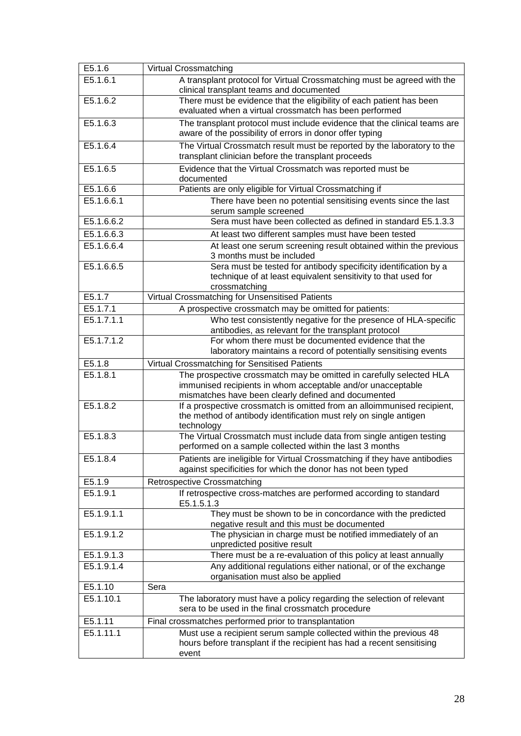| | |
|---|---|
| E5.1.6 | Virtual Crossmatching |
| E5.1.6.1 | A transplant protocol for Virtual Crossmatching must be agreed with the clinical transplant teams and documented |
| E5.1.6.2 | There must be evidence that the eligibility of each patient has been evaluated when a virtual crossmatch has been performed |
| E5.1.6.3 | The transplant protocol must include evidence that the clinical teams are aware of the possibility of errors in donor offer typing |
| E5.1.6.4 | The Virtual Crossmatch result must be reported by the laboratory to the transplant clinician before the transplant proceeds |
| E5.1.6.5 | Evidence that the Virtual Crossmatch was reported must be documented |
| E5.1.6.6 | Patients are only eligible for Virtual Crossmatching if |
| E5.1.6.6.1 | There have been no potential sensitising events since the last serum sample screened |
| E5.1.6.6.2 | Sera must have been collected as defined in standard E5.1.3.3 |
| E5.1.6.6.3 | At least two different samples must have been tested |
| E5.1.6.6.4 | At least one serum screening result obtained within the previous 3 months must be included |
| E5.1.6.6.5 | Sera must be tested for antibody specificity identification by a technique of at least equivalent sensitivity to that used for crossmatching |
| E5.1.7 | Virtual Crossmatching for Unsensitised Patients |
| E5.1.7.1 | A prospective crossmatch may be omitted for patients: |
| E5.1.7.1.1 | Who test consistently negative for the presence of HLA-specific antibodies, as relevant for the transplant protocol |
| E5.1.7.1.2 | For whom there must be documented evidence that the laboratory maintains a record of potentially sensitising events |
| E5.1.8 | Virtual Crossmatching for Sensitised Patients |
| E5.1.8.1 | The prospective crossmatch may be omitted in carefully selected HLA immunised recipients in whom acceptable and/or unacceptable mismatches have been clearly defined and documented |
| E5.1.8.2 | If a prospective crossmatch is omitted from an alloimmunised recipient, the method of antibody identification must rely on single antigen technology |
| E5.1.8.3 | The Virtual Crossmatch must include data from single antigen testing performed on a sample collected within the last 3 months |
| E5.1.8.4 | Patients are ineligible for Virtual Crossmatching if they have antibodies against specificities for which the donor has not been typed |
| E5.1.9 | Retrospective Crossmatching |
| E5.1.9.1 | If retrospective cross-matches are performed according to standard E5.1.5.1.3 |
| E5.1.9.1.1 | They must be shown to be in concordance with the predicted negative result and this must be documented |
| E5.1.9.1.2 | The physician in charge must be notified immediately of an unpredicted positive result |
| E5.1.9.1.3 | There must be a re-evaluation of this policy at least annually |
| E5.1.9.1.4 | Any additional regulations either national, or of the exchange organisation must also be applied |
| E5.1.10 | Sera |
| E5.1.10.1 | The laboratory must have a policy regarding the selection of relevant sera to be used in the final crossmatch procedure |
| E5.1.11 | Final crossmatches performed prior to transplantation |
| E5.1.11.1 | Must use a recipient serum sample collected within the previous 48 hours before transplant if the recipient has had a recent sensitising event |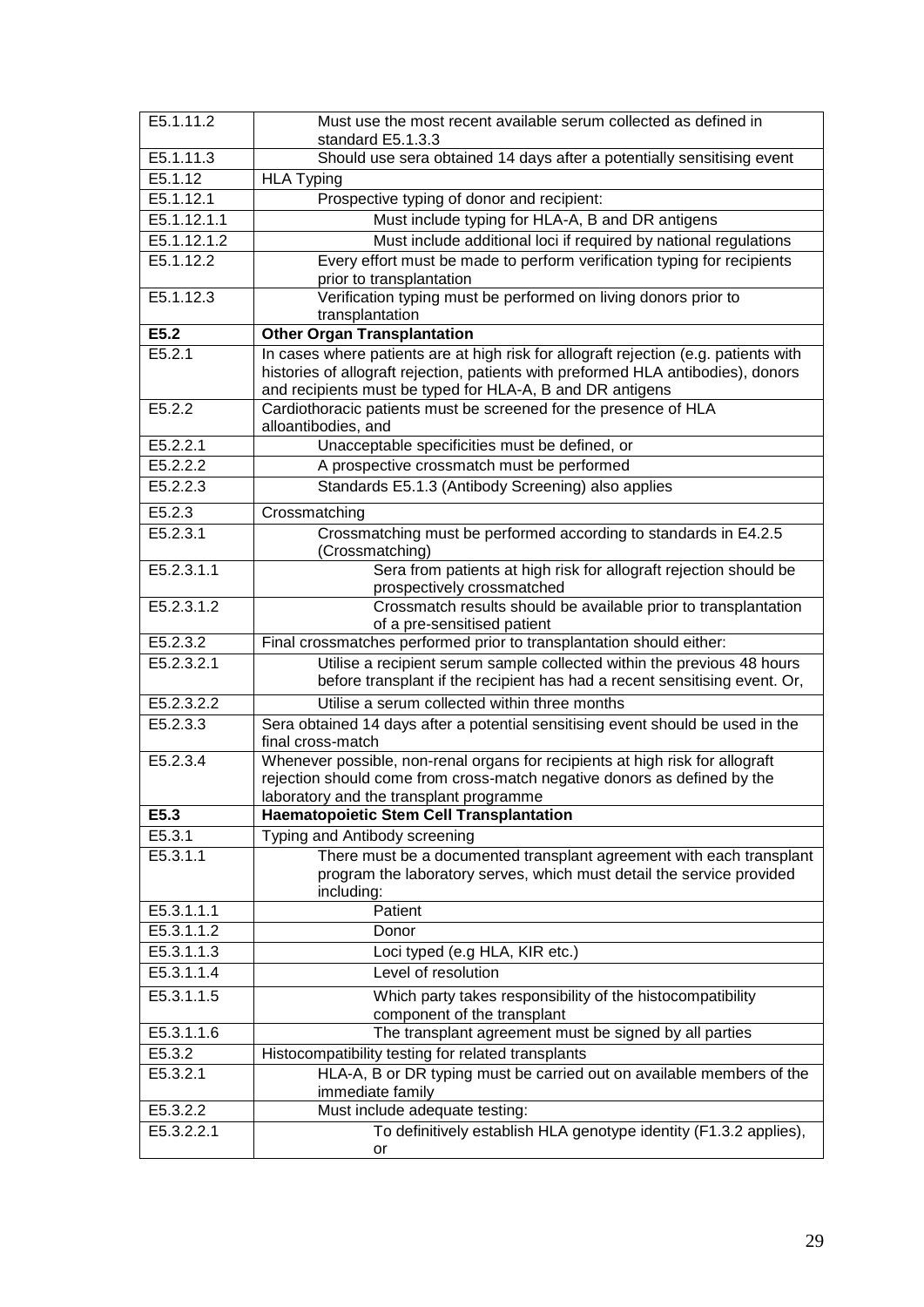| E5.1.11.2 | Must use the most recent available serum collected as defined in standard E5.1.3.3 |
|---|---|
| E5.1.11.3 | Should use sera obtained 14 days after a potentially sensitising event |
| E5.1.12 | HLA Typing |
| E5.1.12.1 | Prospective typing of donor and recipient: |
| E5.1.12.1.1 | Must include typing for HLA-A, B and DR antigens |
| E5.1.12.1.2 | Must include additional loci if required by national regulations |
| E5.1.12.2 | Every effort must be made to perform verification typing for recipients prior to transplantation |
| E5.1.12.3 | Verification typing must be performed on living donors prior to transplantation |
| **E5.2** | **Other Organ Transplantation** |
| E5.2.1 | In cases where patients are at high risk for allograft rejection (e.g. patients with histories of allograft rejection, patients with preformed HLA antibodies), donors and recipients must be typed for HLA-A, B and DR antigens |
| E5.2.2 | Cardiothoracic patients must be screened for the presence of HLA alloantibodies, and |
| E5.2.2.1 | Unacceptable specificities must be defined, or |
| E5.2.2.2 | A prospective crossmatch must be performed |
| E5.2.2.3 | Standards E5.1.3 (Antibody Screening) also applies |
| E5.2.3 | Crossmatching |
| E5.2.3.1 | Crossmatching must be performed according to standards in E4.2.5 (Crossmatching) |
| E5.2.3.1.1 | Sera from patients at high risk for allograft rejection should be prospectively crossmatched |
| E5.2.3.1.2 | Crossmatch results should be available prior to transplantation of a pre-sensitised patient |
| E5.2.3.2 | Final crossmatches performed prior to transplantation should either: |
| E5.2.3.2.1 | Utilise a recipient serum sample collected within the previous 48 hours before transplant if the recipient has had a recent sensitising event. Or, |
| E5.2.3.2.2 | Utilise a serum collected within three months |
| E5.2.3.3 | Sera obtained 14 days after a potential sensitising event should be used in the final cross-match |
| E5.2.3.4 | Whenever possible, non-renal organs for recipients at high risk for allograft rejection should come from cross-match negative donors as defined by the laboratory and the transplant programme |
| **E5.3** | **Haematopoietic Stem Cell Transplantation** |
| E5.3.1 | Typing and Antibody screening |
| E5.3.1.1 | There must be a documented transplant agreement with each transplant program the laboratory serves, which must detail the service provided including: |
| E5.3.1.1.1 | Patient |
| E5.3.1.1.2 | Donor |
| E5.3.1.1.3 | Loci typed (e.g HLA, KIR etc.) |
| E5.3.1.1.4 | Level of resolution |
| E5.3.1.1.5 | Which party takes responsibility of the histocompatibility component of the transplant |
| E5.3.1.1.6 | The transplant agreement must be signed by all parties |
| E5.3.2 | Histocompatibility testing for related transplants |
| E5.3.2.1 | HLA-A, B or DR typing must be carried out on available members of the immediate family |
| E5.3.2.2 | Must include adequate testing: |
| E5.3.2.2.1 | To definitively establish HLA genotype identity (F1.3.2 applies), or |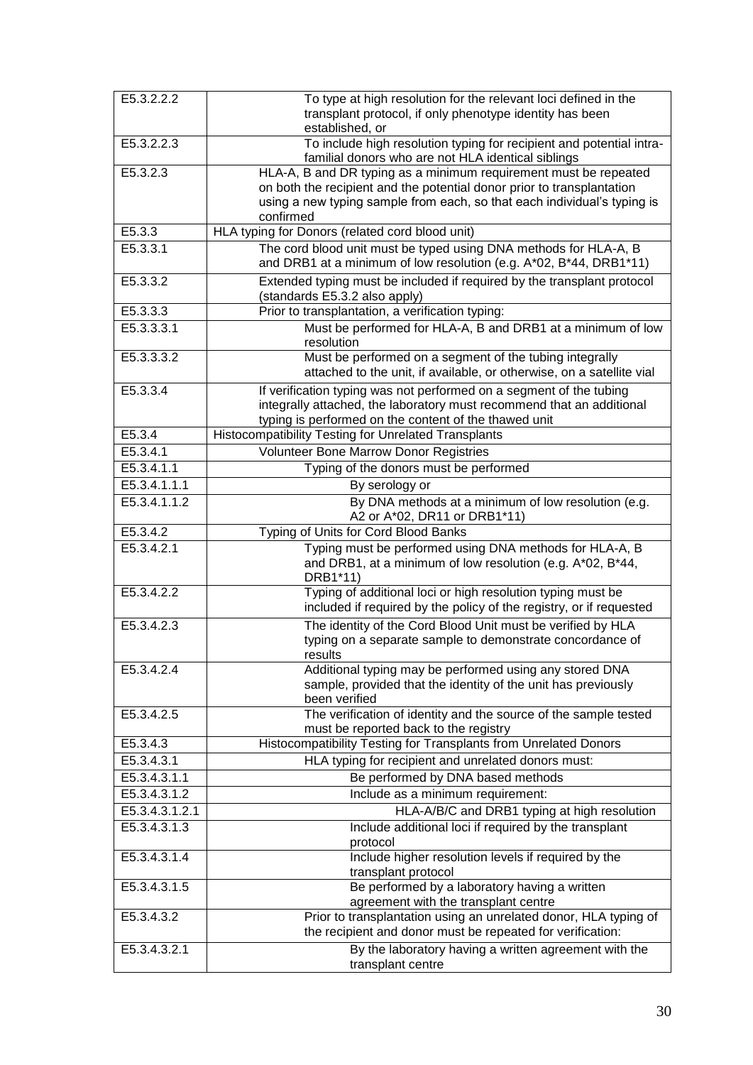| | |
|---|---|
| E5.3.2.2.2 | To type at high resolution for the relevant loci defined in the transplant protocol, if only phenotype identity has been established, or |
| E5.3.2.2.3 | To include high resolution typing for recipient and potential intra-familial donors who are not HLA identical siblings |
| E5.3.2.3 | HLA-A, B and DR typing as a minimum requirement must be repeated on both the recipient and the potential donor prior to transplantation using a new typing sample from each, so that each individual's typing is confirmed |
| E5.3.3 | HLA typing for Donors (related cord blood unit) |
| E5.3.3.1 | The cord blood unit must be typed using DNA methods for HLA-A, B and DRB1 at a minimum of low resolution (e.g. A*02, B*44, DRB1*11) |
| E5.3.3.2 | Extended typing must be included if required by the transplant protocol (standards E5.3.2 also apply) |
| E5.3.3.3 | Prior to transplantation, a verification typing: |
| E5.3.3.3.1 | Must be performed for HLA-A, B and DRB1 at a minimum of low resolution |
| E5.3.3.3.2 | Must be performed on a segment of the tubing integrally attached to the unit, if available, or otherwise, on a satellite vial |
| E5.3.3.4 | If verification typing was not performed on a segment of the tubing integrally attached, the laboratory must recommend that an additional typing is performed on the content of the thawed unit |
| E5.3.4 | Histocompatibility Testing for Unrelated Transplants |
| E5.3.4.1 | Volunteer Bone Marrow Donor Registries |
| E5.3.4.1.1 | Typing of the donors must be performed |
| E5.3.4.1.1.1 | By serology or |
| E5.3.4.1.1.2 | By DNA methods at a minimum of low resolution (e.g. A2 or A*02, DR11 or DRB1*11) |
| E5.3.4.2 | Typing of Units for Cord Blood Banks |
| E5.3.4.2.1 | Typing must be performed using DNA methods for HLA-A, B and DRB1, at a minimum of low resolution (e.g. A*02, B*44, DRB1*11) |
| E5.3.4.2.2 | Typing of additional loci or high resolution typing must be included if required by the policy of the registry, or if requested |
| E5.3.4.2.3 | The identity of the Cord Blood Unit must be verified by HLA typing on a separate sample to demonstrate concordance of results |
| E5.3.4.2.4 | Additional typing may be performed using any stored DNA sample, provided that the identity of the unit has previously been verified |
| E5.3.4.2.5 | The verification of identity and the source of the sample tested must be reported back to the registry |
| E5.3.4.3 | Histocompatibility Testing for Transplants from Unrelated Donors |
| E5.3.4.3.1 | HLA typing for recipient and unrelated donors must: |
| E5.3.4.3.1.1 | Be performed by DNA based methods |
| E5.3.4.3.1.2 | Include as a minimum requirement: |
| E5.3.4.3.1.2.1 | HLA-A/B/C and DRB1 typing at high resolution |
| E5.3.4.3.1.3 | Include additional loci if required by the transplant protocol |
| E5.3.4.3.1.4 | Include higher resolution levels if required by the transplant protocol |
| E5.3.4.3.1.5 | Be performed by a laboratory having a written agreement with the transplant centre |
| E5.3.4.3.2 | Prior to transplantation using an unrelated donor, HLA typing of the recipient and donor must be repeated for verification: |
| E5.3.4.3.2.1 | By the laboratory having a written agreement with the transplant centre |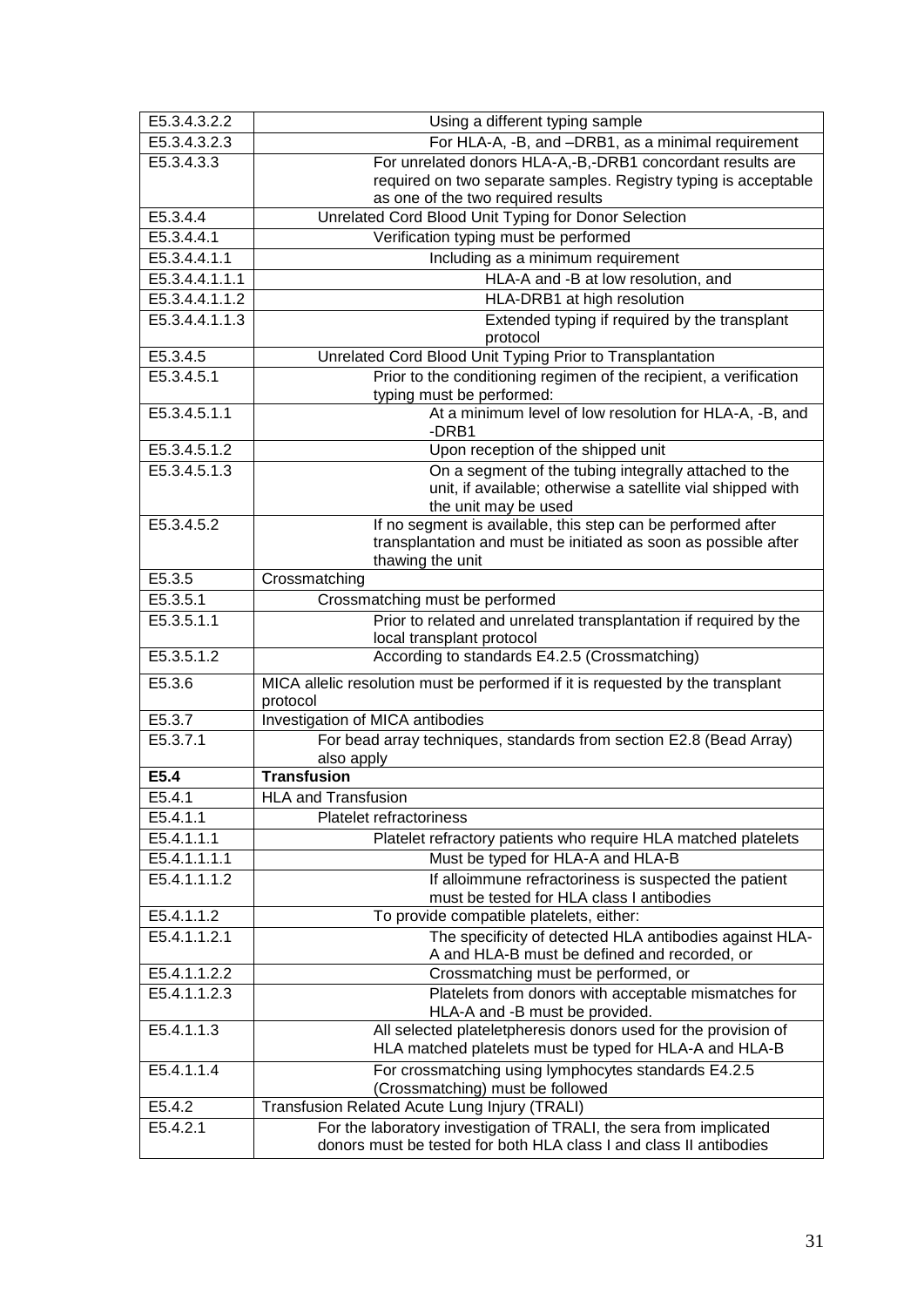| | |
|---|---|
| E5.3.4.3.2.2 | Using a different typing sample |
| E5.3.4.3.2.3 | For HLA-A, -B, and –DRB1, as a minimal requirement |
| E5.3.4.3.3 | For unrelated donors HLA-A,-B,-DRB1 concordant results are required on two separate samples. Registry typing is acceptable as one of the two required results |
| E5.3.4.4 | Unrelated Cord Blood Unit Typing for Donor Selection |
| E5.3.4.4.1 | Verification typing must be performed |
| E5.3.4.4.1.1 | Including as a minimum requirement |
| E5.3.4.4.1.1.1 | HLA-A and -B at low resolution, and |
| E5.3.4.4.1.1.2 | HLA-DRB1 at high resolution |
| E5.3.4.4.1.1.3 | Extended typing if required by the transplant protocol |
| E5.3.4.5 | Unrelated Cord Blood Unit Typing Prior to Transplantation |
| E5.3.4.5.1 | Prior to the conditioning regimen of the recipient, a verification typing must be performed: |
| E5.3.4.5.1.1 | At a minimum level of low resolution for HLA-A, -B, and -DRB1 |
| E5.3.4.5.1.2 | Upon reception of the shipped unit |
| E5.3.4.5.1.3 | On a segment of the tubing integrally attached to the unit, if available; otherwise a satellite vial shipped with the unit may be used |
| E5.3.4.5.2 | If no segment is available, this step can be performed after transplantation and must be initiated as soon as possible after thawing the unit |
| E5.3.5 | Crossmatching |
| E5.3.5.1 | Crossmatching must be performed |
| E5.3.5.1.1 | Prior to related and unrelated transplantation if required by the local transplant protocol |
| E5.3.5.1.2 | According to standards E4.2.5 (Crossmatching) |
| E5.3.6 | MICA allelic resolution must be performed if it is requested by the transplant protocol |
| E5.3.7 | Investigation of MICA antibodies |
| E5.3.7.1 | For bead array techniques, standards from section E2.8 (Bead Array) also apply |
| **E5.4** | **Transfusion** |
| E5.4.1 | HLA and Transfusion |
| E5.4.1.1 | Platelet refractoriness |
| E5.4.1.1.1 | Platelet refractory patients who require HLA matched platelets |
| E5.4.1.1.1.1 | Must be typed for HLA-A and HLA-B |
| E5.4.1.1.1.2 | If alloimmune refractoriness is suspected the patient must be tested for HLA class I antibodies |
| E5.4.1.1.2 | To provide compatible platelets, either: |
| E5.4.1.1.2.1 | The specificity of detected HLA antibodies against HLA-A and HLA-B must be defined and recorded, or |
| E5.4.1.1.2.2 | Crossmatching must be performed, or |
| E5.4.1.1.2.3 | Platelets from donors with acceptable mismatches for HLA-A and -B must be provided. |
| E5.4.1.1.3 | All selected plateletpheresis donors used for the provision of HLA matched platelets must be typed for HLA-A and HLA-B |
| E5.4.1.1.4 | For crossmatching using lymphocytes standards E4.2.5 (Crossmatching) must be followed |
| E5.4.2 | Transfusion Related Acute Lung Injury (TRALI) |
| E5.4.2.1 | For the laboratory investigation of TRALI, the sera from implicated donors must be tested for both HLA class I and class II antibodies |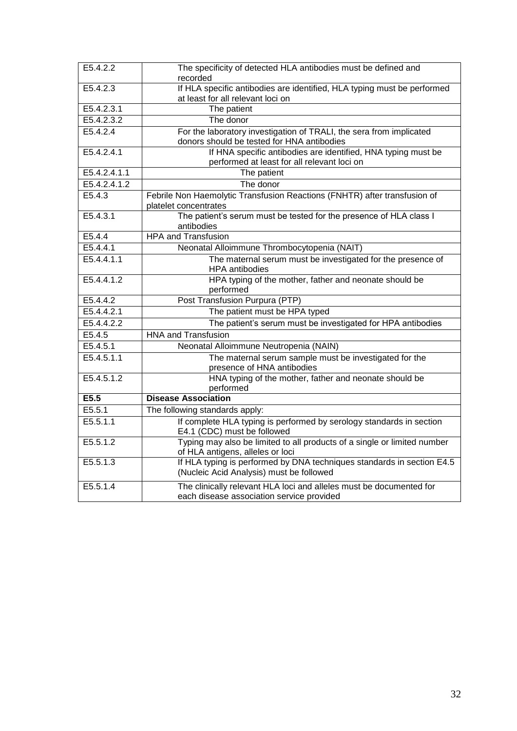| | |
|---|---|
| E5.4.2.2 | The specificity of detected HLA antibodies must be defined and recorded |
| E5.4.2.3 | If HLA specific antibodies are identified, HLA typing must be performed at least for all relevant loci on |
| E5.4.2.3.1 | The patient |
| E5.4.2.3.2 | The donor |
| E5.4.2.4 | For the laboratory investigation of TRALI, the sera from implicated donors should be tested for HNA antibodies |
| E5.4.2.4.1 | If HNA specific antibodies are identified, HNA typing must be performed at least for all relevant loci on |
| E5.4.2.4.1.1 | The patient |
| E5.4.2.4.1.2 | The donor |
| E5.4.3 | Febrile Non Haemolytic Transfusion Reactions (FNHTR) after transfusion of platelet concentrates |
| E5.4.3.1 | The patient's serum must be tested for the presence of HLA class I antibodies |
| E5.4.4 | HPA and Transfusion |
| E5.4.4.1 | Neonatal Alloimmune Thrombocytopenia (NAIT) |
| E5.4.4.1.1 | The maternal serum must be investigated for the presence of HPA antibodies |
| E5.4.4.1.2 | HPA typing of the mother, father and neonate should be performed |
| E5.4.4.2 | Post Transfusion Purpura (PTP) |
| E5.4.4.2.1 | The patient must be HPA typed |
| E5.4.4.2.2 | The patient's serum must be investigated for HPA antibodies |
| E5.4.5 | HNA and Transfusion |
| E5.4.5.1 | Neonatal Alloimmune Neutropenia (NAIN) |
| E5.4.5.1.1 | The maternal serum sample must be investigated for the presence of HNA antibodies |
| E5.4.5.1.2 | HNA typing of the mother, father and neonate should be performed |
| **E5.5** | **Disease Association** |
| E5.5.1 | The following standards apply: |
| E5.5.1.1 | If complete HLA typing is performed by serology standards in section E4.1 (CDC) must be followed |
| E5.5.1.2 | Typing may also be limited to all products of a single or limited number of HLA antigens, alleles or loci |
| E5.5.1.3 | If HLA typing is performed by DNA techniques standards in section E4.5 (Nucleic Acid Analysis) must be followed |
| E5.5.1.4 | The clinically relevant HLA loci and alleles must be documented for each disease association service provided |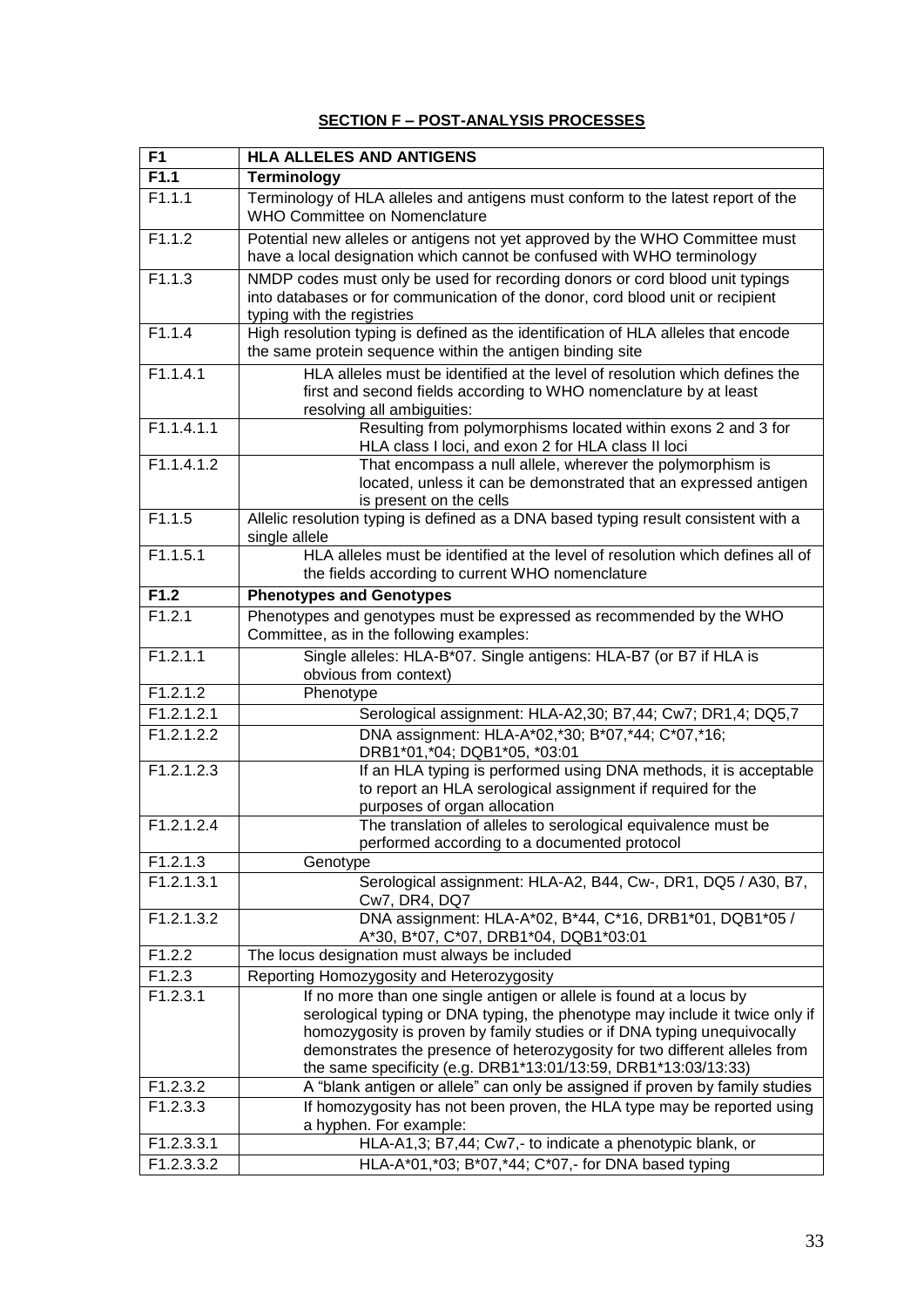## SECTION F – POST-ANALYSIS PROCESSES

| F1 | HLA ALLELES AND ANTIGENS |
|---|---|
| **F1.1** | **Terminology** |
| F1.1.1 | Terminology of HLA alleles and antigens must conform to the latest report of the WHO Committee on Nomenclature |
| F1.1.2 | Potential new alleles or antigens not yet approved by the WHO Committee must have a local designation which cannot be confused with WHO terminology |
| F1.1.3 | NMDP codes must only be used for recording donors or cord blood unit typings into databases or for communication of the donor, cord blood unit or recipient typing with the registries |
| F1.1.4 | High resolution typing is defined as the identification of HLA alleles that encode the same protein sequence within the antigen binding site |
| F1.1.4.1 | HLA alleles must be identified at the level of resolution which defines the first and second fields according to WHO nomenclature by at least resolving all ambiguities: |
| F1.1.4.1.1 | Resulting from polymorphisms located within exons 2 and 3 for HLA class I loci, and exon 2 for HLA class II loci |
| F1.1.4.1.2 | That encompass a null allele, wherever the polymorphism is located, unless it can be demonstrated that an expressed antigen is present on the cells |
| F1.1.5 | Allelic resolution typing is defined as a DNA based typing result consistent with a single allele |
| F1.1.5.1 | HLA alleles must be identified at the level of resolution which defines all of the fields according to current WHO nomenclature |
| **F1.2** | **Phenotypes and Genotypes** |
| F1.2.1 | Phenotypes and genotypes must be expressed as recommended by the WHO Committee, as in the following examples: |
| F1.2.1.1 | Single alleles: HLA-B*07. Single antigens: HLA-B7 (or B7 if HLA is obvious from context) |
| F1.2.1.2 | Phenotype |
| F1.2.1.2.1 | Serological assignment: HLA-A2,30; B7,44; Cw7; DR1,4; DQ5,7 |
| F1.2.1.2.2 | DNA assignment: HLA-A*02,*30; B*07,*44; C*07,*16; DRB1*01,*04; DQB1*05, *03:01 |
| F1.2.1.2.3 | If an HLA typing is performed using DNA methods, it is acceptable to report an HLA serological assignment if required for the purposes of organ allocation |
| F1.2.1.2.4 | The translation of alleles to serological equivalence must be performed according to a documented protocol |
| F1.2.1.3 | Genotype |
| F1.2.1.3.1 | Serological assignment: HLA-A2, B44, Cw-, DR1, DQ5 / A30, B7, Cw7, DR4, DQ7 |
| F1.2.1.3.2 | DNA assignment: HLA-A*02, B*44, C*16, DRB1*01, DQB1*05 / A*30, B*07, C*07, DRB1*04, DQB1*03:01 |
| F1.2.2 | The locus designation must always be included |
| F1.2.3 | Reporting Homozygosity and Heterozygosity |
| F1.2.3.1 | If no more than one single antigen or allele is found at a locus by serological typing or DNA typing, the phenotype may include it twice only if homozygosity is proven by family studies or if DNA typing unequivocally demonstrates the presence of heterozygosity for two different alleles from the same specificity (e.g. DRB1*13:01/13:59, DRB1*13:03/13:33) |
| F1.2.3.2 | A "blank antigen or allele" can only be assigned if proven by family studies |
| F1.2.3.3 | If homozygosity has not been proven, the HLA type may be reported using a hyphen. For example: |
| F1.2.3.3.1 | HLA-A1,3; B7,44; Cw7,- to indicate a phenotypic blank, or |
| F1.2.3.3.2 | HLA-A*01,*03; B*07,*44; C*07,- for DNA based typing |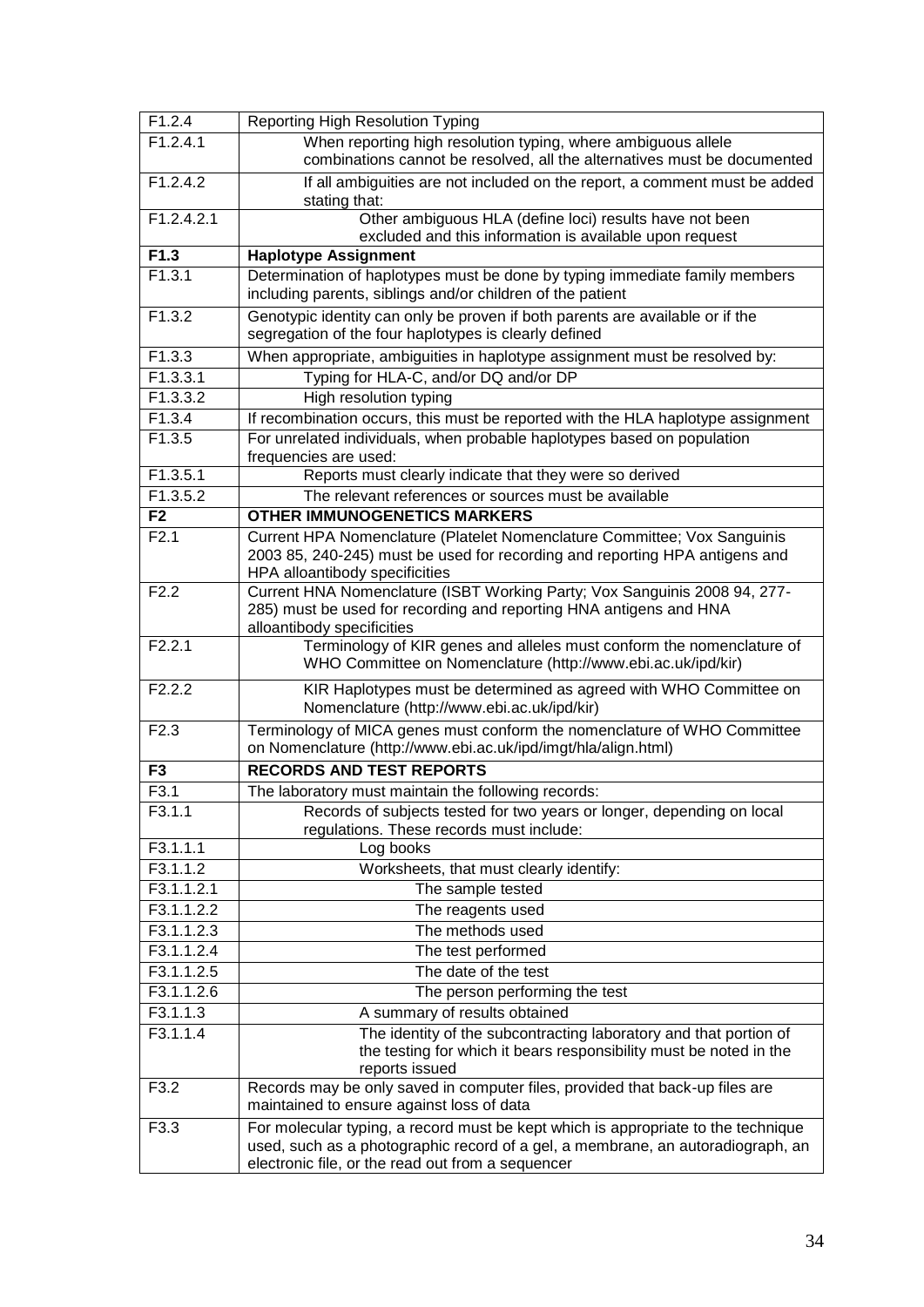| F1.2.4 | Reporting High Resolution Typing |
|---|---|
| F1.2.4.1 | When reporting high resolution typing, where ambiguous allele combinations cannot be resolved, all the alternatives must be documented |
| F1.2.4.2 | If all ambiguities are not included on the report, a comment must be added stating that: |
| F1.2.4.2.1 | Other ambiguous HLA (define loci) results have not been excluded and this information is available upon request |
| **F1.3** | **Haplotype Assignment** |
| F1.3.1 | Determination of haplotypes must be done by typing immediate family members including parents, siblings and/or children of the patient |
| F1.3.2 | Genotypic identity can only be proven if both parents are available or if the segregation of the four haplotypes is clearly defined |
| F1.3.3 | When appropriate, ambiguities in haplotype assignment must be resolved by: |
| F1.3.3.1 | Typing for HLA-C, and/or DQ and/or DP |
| F1.3.3.2 | High resolution typing |
| F1.3.4 | If recombination occurs, this must be reported with the HLA haplotype assignment |
| F1.3.5 | For unrelated individuals, when probable haplotypes based on population frequencies are used: |
| F1.3.5.1 | Reports must clearly indicate that they were so derived |
| F1.3.5.2 | The relevant references or sources must be available |
| **F2** | **OTHER IMMUNOGENETICS MARKERS** |
| F2.1 | Current HPA Nomenclature (Platelet Nomenclature Committee; Vox Sanguinis 2003 85, 240-245) must be used for recording and reporting HPA antigens and HPA alloantibody specificities |
| F2.2 | Current HNA Nomenclature (ISBT Working Party; Vox Sanguinis 2008 94, 277-285) must be used for recording and reporting HNA antigens and HNA alloantibody specificities |
| F2.2.1 | Terminology of KIR genes and alleles must conform the nomenclature of WHO Committee on Nomenclature (http://www.ebi.ac.uk/ipd/kir) |
| F2.2.2 | KIR Haplotypes must be determined as agreed with WHO Committee on Nomenclature (http://www.ebi.ac.uk/ipd/kir) |
| F2.3 | Terminology of MICA genes must conform the nomenclature of WHO Committee on Nomenclature (http://www.ebi.ac.uk/ipd/imgt/hla/align.html) |
| **F3** | **RECORDS AND TEST REPORTS** |
| F3.1 | The laboratory must maintain the following records: |
| F3.1.1 | Records of subjects tested for two years or longer, depending on local regulations. These records must include: |
| F3.1.1.1 | Log books |
| F3.1.1.2 | Worksheets, that must clearly identify: |
| F3.1.1.2.1 | The sample tested |
| F3.1.1.2.2 | The reagents used |
| F3.1.1.2.3 | The methods used |
| F3.1.1.2.4 | The test performed |
| F3.1.1.2.5 | The date of the test |
| F3.1.1.2.6 | The person performing the test |
| F3.1.1.3 | A summary of results obtained |
| F3.1.1.4 | The identity of the subcontracting laboratory and that portion of the testing for which it bears responsibility must be noted in the reports issued |
| F3.2 | Records may be only saved in computer files, provided that back-up files are maintained to ensure against loss of data |
| F3.3 | For molecular typing, a record must be kept which is appropriate to the technique used, such as a photographic record of a gel, a membrane, an autoradiograph, an electronic file, or the read out from a sequencer |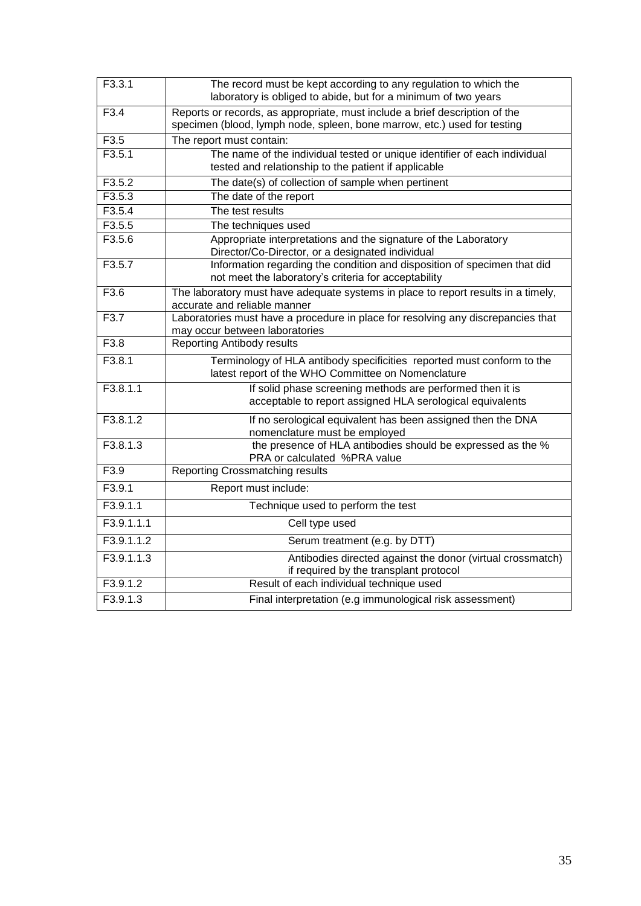| | |
|---|---|
| F3.3.1 | The record must be kept according to any regulation to which the laboratory is obliged to abide, but for a minimum of two years |
| F3.4 | Reports or records, as appropriate, must include a brief description of the specimen (blood, lymph node, spleen, bone marrow, etc.) used for testing |
| F3.5 | The report must contain: |
| F3.5.1 | The name of the individual tested or unique identifier of each individual tested and relationship to the patient if applicable |
| F3.5.2 | The date(s) of collection of sample when pertinent |
| F3.5.3 | The date of the report |
| F3.5.4 | The test results |
| F3.5.5 | The techniques used |
| F3.5.6 | Appropriate interpretations and the signature of the Laboratory Director/Co-Director, or a designated individual |
| F3.5.7 | Information regarding the condition and disposition of specimen that did not meet the laboratory's criteria for acceptability |
| F3.6 | The laboratory must have adequate systems in place to report results in a timely, accurate and reliable manner |
| F3.7 | Laboratories must have a procedure in place for resolving any discrepancies that may occur between laboratories |
| F3.8 | Reporting Antibody results |
| F3.8.1 | Terminology of HLA antibody specificities reported must conform to the latest report of the WHO Committee on Nomenclature |
| F3.8.1.1 | If solid phase screening methods are performed then it is acceptable to report assigned HLA serological equivalents |
| F3.8.1.2 | If no serological equivalent has been assigned then the DNA nomenclature must be employed |
| F3.8.1.3 | the presence of HLA antibodies should be expressed as the % PRA or calculated %PRA value |
| F3.9 | Reporting Crossmatching results |
| F3.9.1 | Report must include: |
| F3.9.1.1 | Technique used to perform the test |
| F3.9.1.1.1 | Cell type used |
| F3.9.1.1.2 | Serum treatment (e.g. by DTT) |
| F3.9.1.1.3 | Antibodies directed against the donor (virtual crossmatch) if required by the transplant protocol |
| F3.9.1.2 | Result of each individual technique used |
| F3.9.1.3 | Final interpretation (e.g immunological risk assessment) |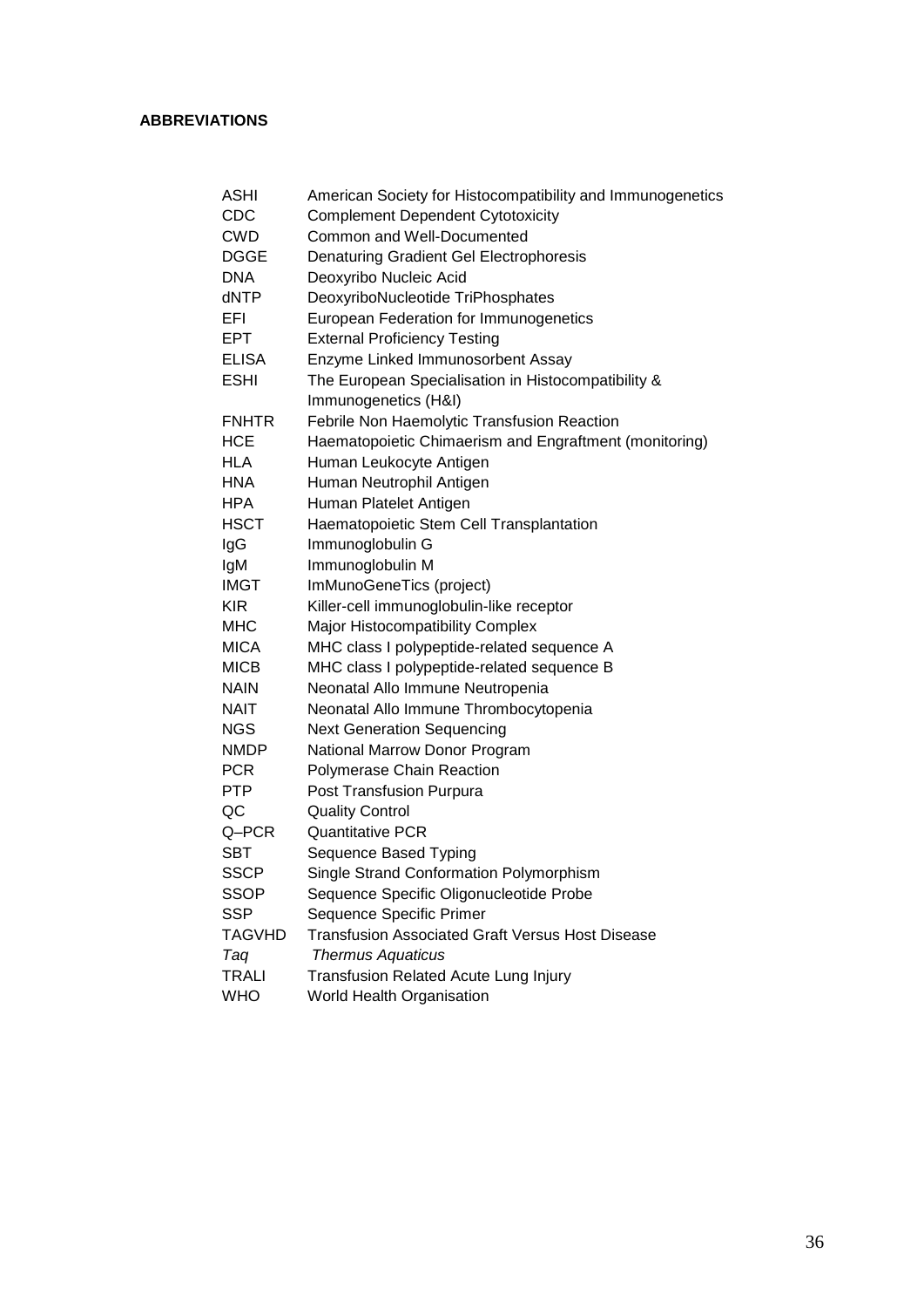**ABBREVIATIONS**

| | |
|---|---|
| ASHI | American Society for Histocompatibility and Immunogenetics |
| CDC | Complement Dependent Cytotoxicity |
| CWD | Common and Well-Documented |
| DGGE | Denaturing Gradient Gel Electrophoresis |
| DNA | Deoxyribo Nucleic Acid |
| dNTP | DeoxyriboNucleotide TriPhosphates |
| EFI | European Federation for Immunogenetics |
| EPT | External Proficiency Testing |
| ELISA | Enzyme Linked Immunosorbent Assay |
| ESHI | The European Specialisation in Histocompatibility & Immunogenetics (H&I) |
| FNHTR | Febrile Non Haemolytic Transfusion Reaction |
| HCE | Haematopoietic Chimaerism and Engraftment (monitoring) |
| HLA | Human Leukocyte Antigen |
| HNA | Human Neutrophil Antigen |
| HPA | Human Platelet Antigen |
| HSCT | Haematopoietic Stem Cell Transplantation |
| IgG | Immunoglobulin G |
| IgM | Immunoglobulin M |
| IMGT | ImMunoGeneTics (project) |
| KIR | Killer-cell immunoglobulin-like receptor |
| MHC | Major Histocompatibility Complex |
| MICA | MHC class I polypeptide-related sequence A |
| MICB | MHC class I polypeptide-related sequence B |
| NAIN | Neonatal Allo Immune Neutropenia |
| NAIT | Neonatal Allo Immune Thrombocytopenia |
| NGS | Next Generation Sequencing |
| NMDP | National Marrow Donor Program |
| PCR | Polymerase Chain Reaction |
| PTP | Post Transfusion Purpura |
| QC | Quality Control |
| Q–PCR | Quantitative PCR |
| SBT | Sequence Based Typing |
| SSCP | Single Strand Conformation Polymorphism |
| SSOP | Sequence Specific Oligonucleotide Probe |
| SSP | Sequence Specific Primer |
| TAGVHD | Transfusion Associated Graft Versus Host Disease |
| *Taq* | *Thermus Aquaticus* |
| TRALI | Transfusion Related Acute Lung Injury |
| WHO | World Health Organisation |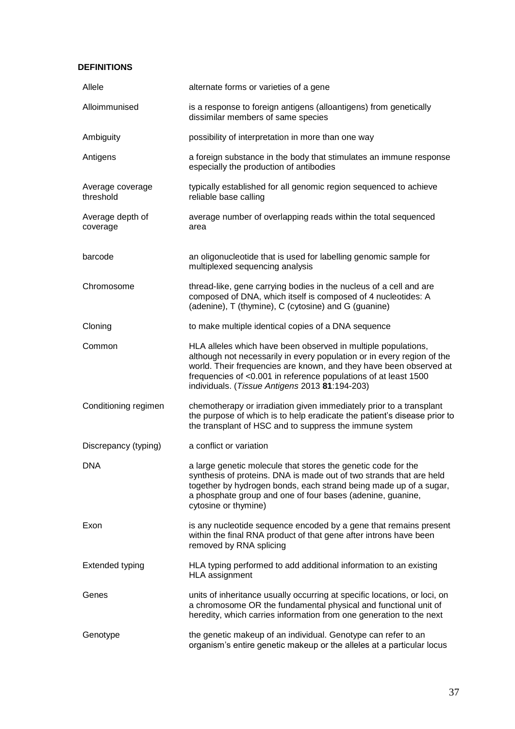**DEFINITIONS**

| | |
|---|---|
| Allele | alternate forms or varieties of a gene |
| Alloimmunised | is a response to foreign antigens (alloantigens) from genetically dissimilar members of same species |
| Ambiguity | possibility of interpretation in more than one way |
| Antigens | a foreign substance in the body that stimulates an immune response especially the production of antibodies |
| Average coverage threshold | typically established for all genomic region sequenced to achieve reliable base calling |
| Average depth of coverage | average number of overlapping reads within the total sequenced area |
| barcode | an oligonucleotide that is used for labelling genomic sample for multiplexed sequencing analysis |
| Chromosome | thread-like, gene carrying bodies in the nucleus of a cell and are composed of DNA, which itself is composed of 4 nucleotides: A (adenine), T (thymine), C (cytosine) and G (guanine) |
| Cloning | to make multiple identical copies of a DNA sequence |
| Common | HLA alleles which have been observed in multiple populations, although not necessarily in every population or in every region of the world. Their frequencies are known, and they have been observed at frequencies of <0.001 in reference populations of at least 1500 individuals. (*Tissue Antigens* 2013 **81**:194-203) |
| Conditioning regimen | chemotherapy or irradiation given immediately prior to a transplant the purpose of which is to help eradicate the patient's disease prior to the transplant of HSC and to suppress the immune system |
| Discrepancy (typing) | a conflict or variation |
| DNA | a large genetic molecule that stores the genetic code for the synthesis of proteins. DNA is made out of two strands that are held together by hydrogen bonds, each strand being made up of a sugar, a phosphate group and one of four bases (adenine, guanine, cytosine or thymine) |
| Exon | is any nucleotide sequence encoded by a gene that remains present within the final RNA product of that gene after introns have been removed by RNA splicing |
| Extended typing | HLA typing performed to add additional information to an existing HLA assignment |
| Genes | units of inheritance usually occurring at specific locations, or loci, on a chromosome OR the fundamental physical and functional unit of heredity, which carries information from one generation to the next |
| Genotype | the genetic makeup of an individual. Genotype can refer to an organism's entire genetic makeup or the alleles at a particular locus |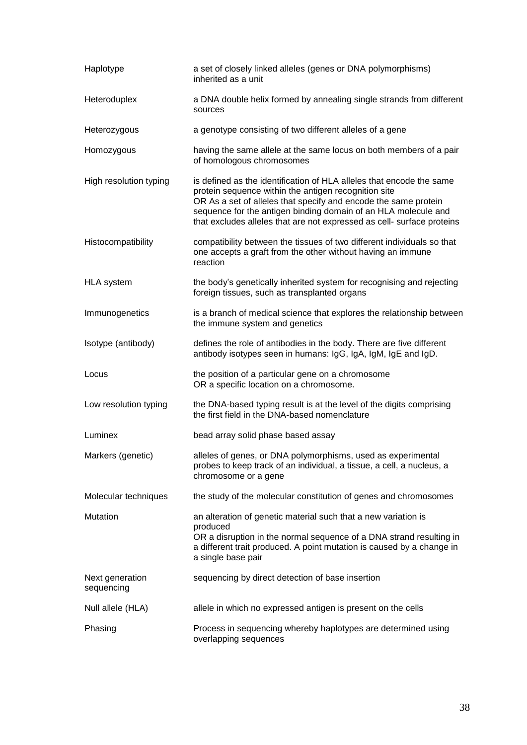| | |
|---|---|
| Haplotype | a set of closely linked alleles (genes or DNA polymorphisms) inherited as a unit |
| Heteroduplex | a DNA double helix formed by annealing single strands from different sources |
| Heterozygous | a genotype consisting of two different alleles of a gene |
| Homozygous | having the same allele at the same locus on both members of a pair of homologous chromosomes |
| High resolution typing | is defined as the identification of HLA alleles that encode the same protein sequence within the antigen recognition site<br>OR As a set of alleles that specify and encode the same protein sequence for the antigen binding domain of an HLA molecule and that excludes alleles that are not expressed as cell- surface proteins |
| Histocompatibility | compatibility between the tissues of two different individuals so that one accepts a graft from the other without having an immune reaction |
| HLA system | the body's genetically inherited system for recognising and rejecting foreign tissues, such as transplanted organs |
| Immunogenetics | is a branch of medical science that explores the relationship between the immune system and genetics |
| Isotype (antibody) | defines the role of antibodies in the body. There are five different antibody isotypes seen in humans: IgG, IgA, IgM, IgE and IgD. |
| Locus | the position of a particular gene on a chromosome<br>OR a specific location on a chromosome. |
| Low resolution typing | the DNA-based typing result is at the level of the digits comprising the first field in the DNA-based nomenclature |
| Luminex | bead array solid phase based assay |
| Markers (genetic) | alleles of genes, or DNA polymorphisms, used as experimental probes to keep track of an individual, a tissue, a cell, a nucleus, a chromosome or a gene |
| Molecular techniques | the study of the molecular constitution of genes and chromosomes |
| Mutation | an alteration of genetic material such that a new variation is produced<br>OR a disruption in the normal sequence of a DNA strand resulting in a different trait produced. A point mutation is caused by a change in a single base pair |
| Next generation sequencing | sequencing by direct detection of base insertion |
| Null allele (HLA) | allele in which no expressed antigen is present on the cells |
| Phasing | Process in sequencing whereby haplotypes are determined using overlapping sequences |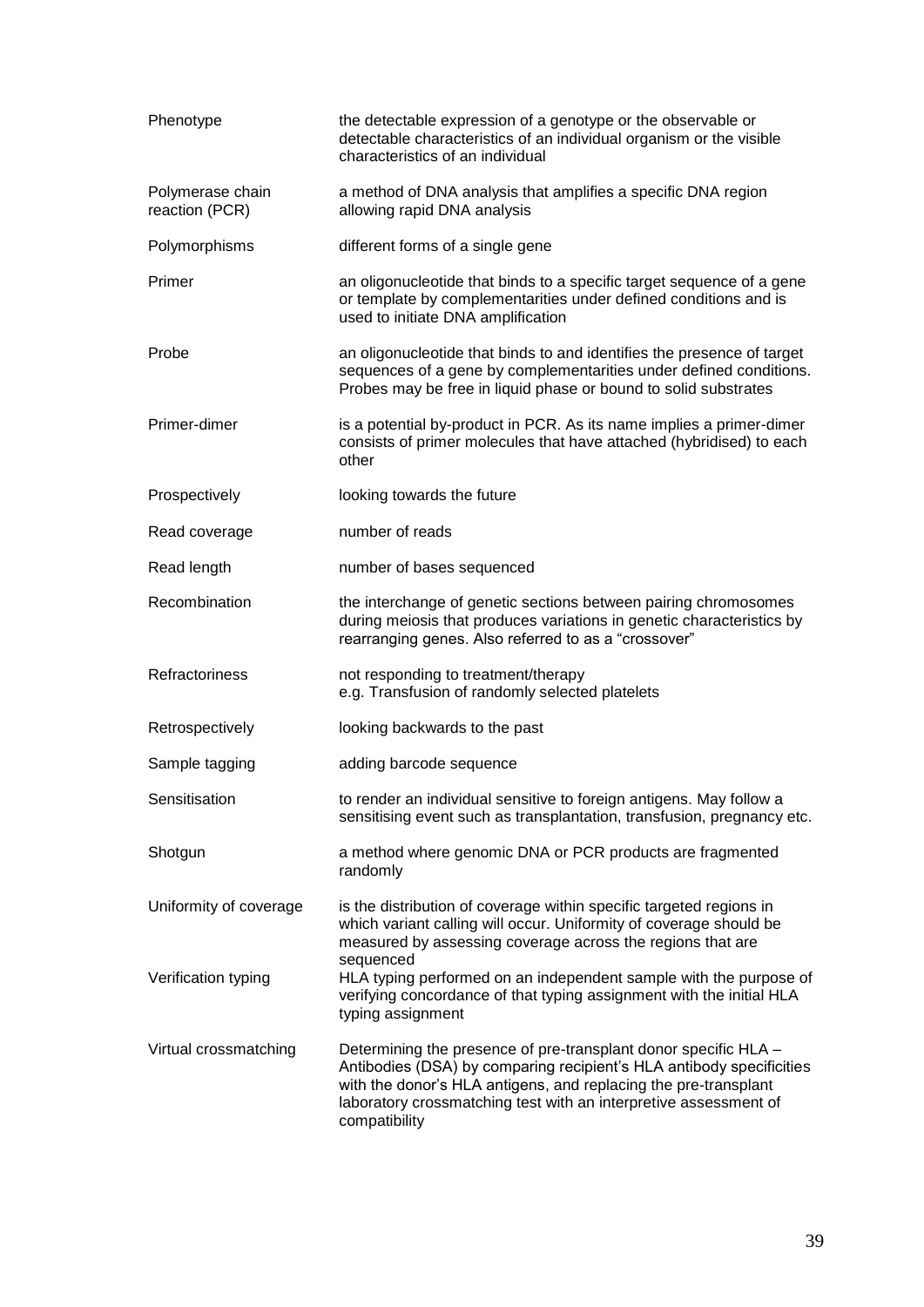| | |
|---|---|
| Phenotype | the detectable expression of a genotype or the observable or detectable characteristics of an individual organism or the visible characteristics of an individual |
| Polymerase chain reaction (PCR) | a method of DNA analysis that amplifies a specific DNA region allowing rapid DNA analysis |
| Polymorphisms | different forms of a single gene |
| Primer | an oligonucleotide that binds to a specific target sequence of a gene or template by complementarities under defined conditions and is used to initiate DNA amplification |
| Probe | an oligonucleotide that binds to and identifies the presence of target sequences of a gene by complementarities under defined conditions. Probes may be free in liquid phase or bound to solid substrates |
| Primer-dimer | is a potential by-product in PCR. As its name implies a primer-dimer consists of primer molecules that have attached (hybridised) to each other |
| Prospectively | looking towards the future |
| Read coverage | number of reads |
| Read length | number of bases sequenced |
| Recombination | the interchange of genetic sections between pairing chromosomes during meiosis that produces variations in genetic characteristics by rearranging genes. Also referred to as a "crossover" |
| Refractoriness | not responding to treatment/therapy<br>e.g. Transfusion of randomly selected platelets |
| Retrospectively | looking backwards to the past |
| Sample tagging | adding barcode sequence |
| Sensitisation | to render an individual sensitive to foreign antigens. May follow a sensitising event such as transplantation, transfusion, pregnancy etc. |
| Shotgun | a method where genomic DNA or PCR products are fragmented randomly |
| Uniformity of coverage | is the distribution of coverage within specific targeted regions in which variant calling will occur. Uniformity of coverage should be measured by assessing coverage across the regions that are sequenced |
| Verification typing | HLA typing performed on an independent sample with the purpose of verifying concordance of that typing assignment with the initial HLA typing assignment |
| Virtual crossmatching | Determining the presence of pre-transplant donor specific HLA – Antibodies (DSA) by comparing recipient's HLA antibody specificities with the donor's HLA antigens, and replacing the pre-transplant laboratory crossmatching test with an interpretive assessment of compatibility |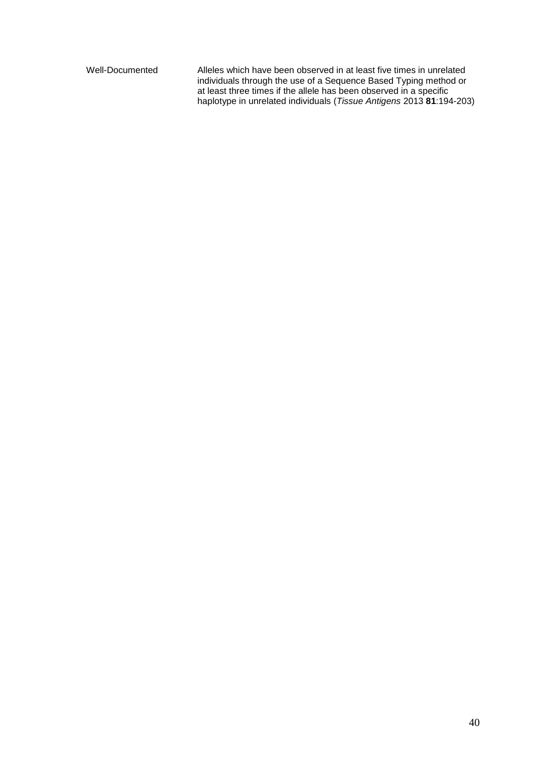| | |
|---|---|
| Well-Documented | Alleles which have been observed in at least five times in unrelated individuals through the use of a Sequence Based Typing method or at least three times if the allele has been observed in a specific haplotype in unrelated individuals (*Tissue Antigens* 2013 **81**:194-203) |